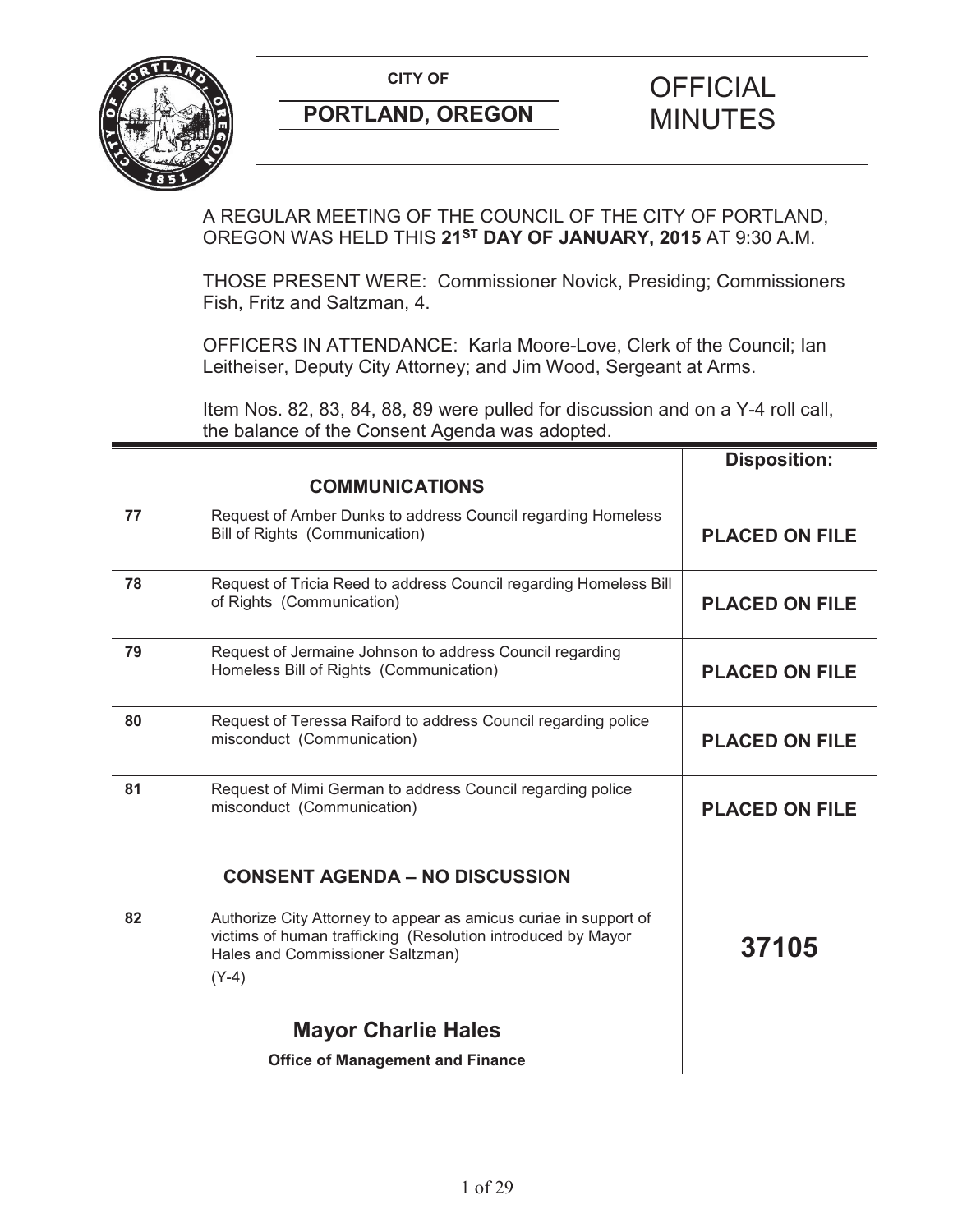**CITY OF**

**PORTLAND, OREGON**

# OFFICIAL MINUTES

A REGULAR MEETING OF THE COUNCIL OF THE CITY OF PORTLAND, OREGON WAS HELD THIS **21ST DAY OF JANUARY, 2015** AT 9:30 A.M.

THOSE PRESENT WERE: Commissioner Novick, Presiding; Commissioners Fish, Fritz and Saltzman, 4.

OFFICERS IN ATTENDANCE: Karla Moore-Love, Clerk of the Council; Ian Leitheiser, Deputy City Attorney; and Jim Wood, Sergeant at Arms.

Item Nos. 82, 83, 84, 88, 89 were pulled for discussion and on a Y-4 roll call, the balance of the Consent Agenda was adopted.

| | | **Disposition:** |
|---|---|---|
| | **COMMUNICATIONS** | |
| **77** | Request of Amber Dunks to address Council regarding Homeless Bill of Rights (Communication) | **PLACED ON FILE** |
| **78** | Request of Tricia Reed to address Council regarding Homeless Bill of Rights (Communication) | **PLACED ON FILE** |
| **79** | Request of Jermaine Johnson to address Council regarding Homeless Bill of Rights (Communication) | **PLACED ON FILE** |
| **80** | Request of Teressa Raiford to address Council regarding police misconduct (Communication) | **PLACED ON FILE** |
| **81** | Request of Mimi German to address Council regarding police misconduct (Communication) | **PLACED ON FILE** |
| | **CONSENT AGENDA – NO DISCUSSION** | |
| **82** | Authorize City Attorney to appear as amicus curiae in support of victims of human trafficking (Resolution introduced by Mayor Hales and Commissioner Saltzman) (Y-4) | **37105** |
| | **Mayor Charlie Hales** **Office of Management and Finance** | |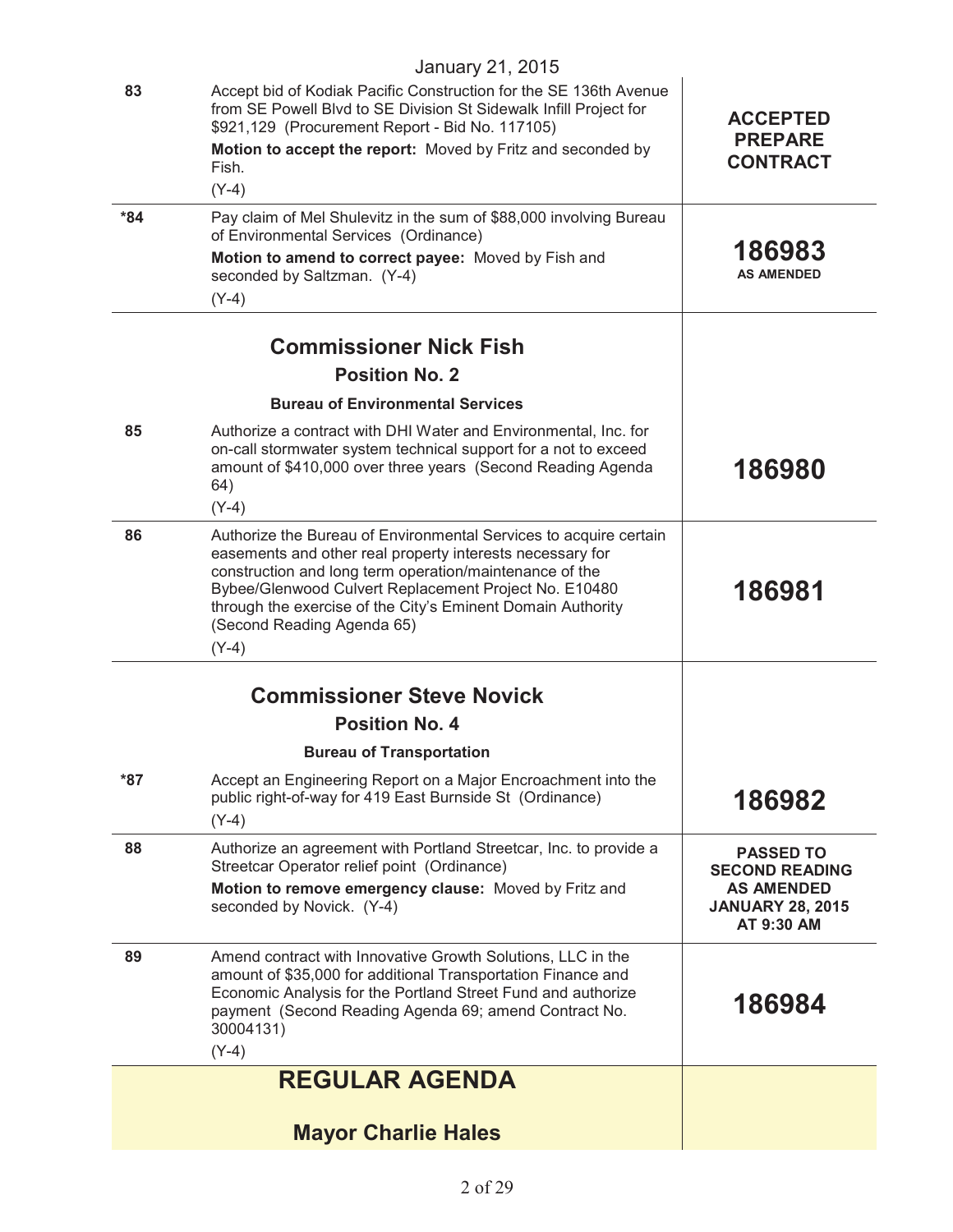January 21, 2015

| | | |
|---|---|---|
| 83 | Accept bid of Kodiak Pacific Construction for the SE 136th Avenue from SE Powell Blvd to SE Division St Sidewalk Infill Project for $921,129 (Procurement Report - Bid No. 117105)<br>**Motion to accept the report:** Moved by Fritz and seconded by Fish.<br>(Y-4) | **ACCEPTED PREPARE CONTRACT** |
| *84 | Pay claim of Mel Shulevitz in the sum of $88,000 involving Bureau of Environmental Services (Ordinance)<br>**Motion to amend to correct payee:** Moved by Fish and seconded by Saltzman. (Y-4)<br>(Y-4) | **186983**<br>**AS AMENDED** |

## Commissioner Nick Fish

### Position No. 2

#### Bureau of Environmental Services

| | | |
|---|---|---|
| 85 | Authorize a contract with DHI Water and Environmental, Inc. for on-call stormwater system technical support for a not to exceed amount of $410,000 over three years (Second Reading Agenda 64)<br>(Y-4) | **186980** |
| 86 | Authorize the Bureau of Environmental Services to acquire certain easements and other real property interests necessary for construction and long term operation/maintenance of the Bybee/Glenwood Culvert Replacement Project No. E10480 through the exercise of the City's Eminent Domain Authority (Second Reading Agenda 65)<br>(Y-4) | **186981** |

## Commissioner Steve Novick

### Position No. 4

#### Bureau of Transportation

| | | |
|---|---|---|
| *87 | Accept an Engineering Report on a Major Encroachment into the public right-of-way for 419 East Burnside St (Ordinance)<br>(Y-4) | **186982** |
| 88 | Authorize an agreement with Portland Streetcar, Inc. to provide a Streetcar Operator relief point (Ordinance)<br>**Motion to remove emergency clause:** Moved by Fritz and seconded by Novick. (Y-4) | **PASSED TO SECOND READING AS AMENDED JANUARY 28, 2015 AT 9:30 AM** |
| 89 | Amend contract with Innovative Growth Solutions, LLC in the amount of $35,000 for additional Transportation Finance and Economic Analysis for the Portland Street Fund and authorize payment (Second Reading Agenda 69; amend Contract No. 30004131)<br>(Y-4) | **186984** |

# REGULAR AGENDA

## Mayor Charlie Hales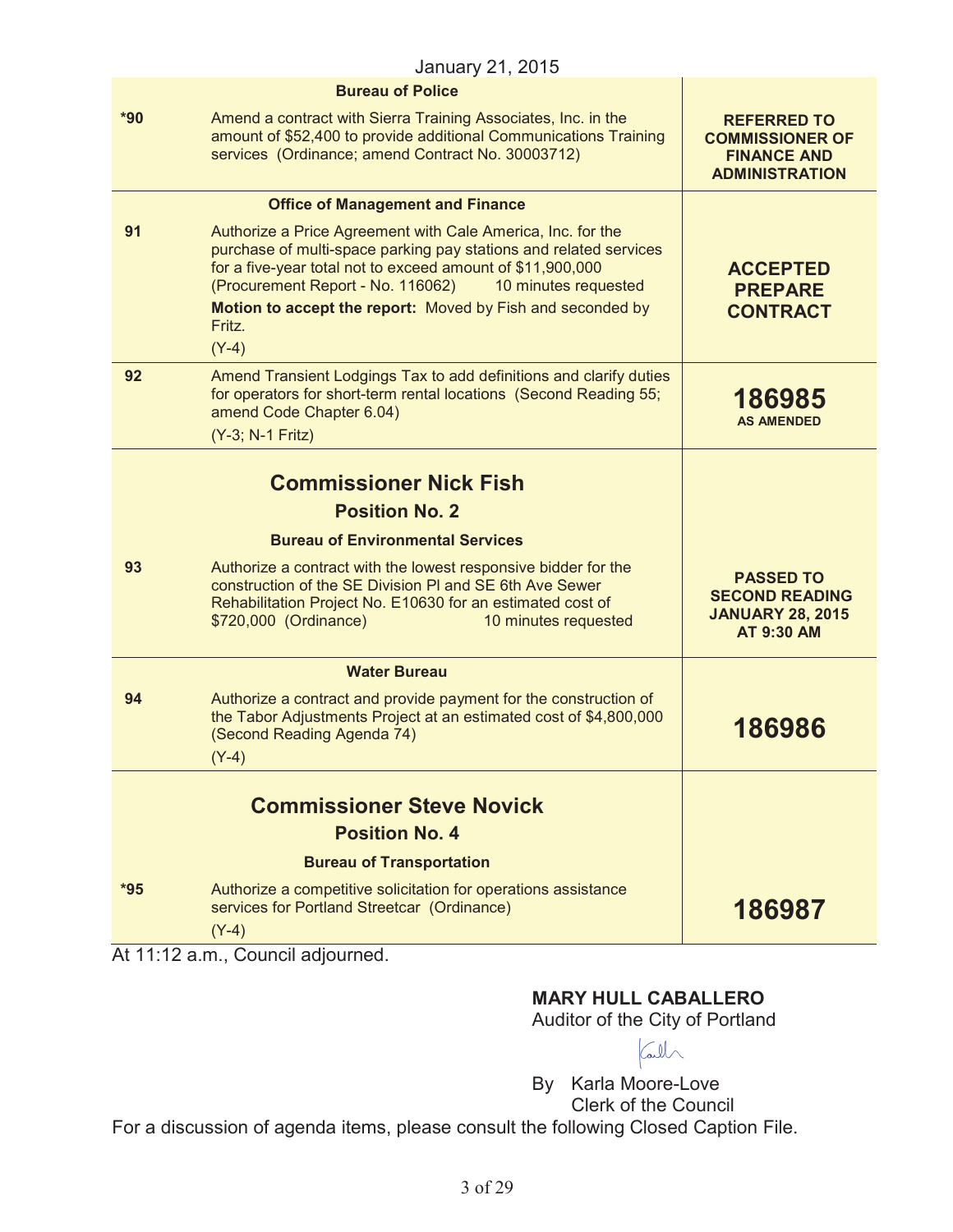January 21, 2015

| | | |
|---|---|---|
| | **Bureau of Police** | |
| *90 | Amend a contract with Sierra Training Associates, Inc. in the amount of $52,400 to provide additional Communications Training services (Ordinance; amend Contract No. 30003712) | **REFERRED TO COMMISSIONER OF FINANCE AND ADMINISTRATION** |
| | **Office of Management and Finance** | |
| 91 | Authorize a Price Agreement with Cale America, Inc. for the purchase of multi-space parking pay stations and related services for a five-year total not to exceed amount of $11,900,000 (Procurement Report - No. 116062) 10 minutes requested<br>**Motion to accept the report:** Moved by Fish and seconded by Fritz.<br>(Y-4) | **ACCEPTED PREPARE CONTRACT** |
| 92 | Amend Transient Lodgings Tax to add definitions and clarify duties for operators for short-term rental locations (Second Reading 55; amend Code Chapter 6.04)<br>(Y-3; N-1 Fritz) | **186985**<br>**AS AMENDED** |
| | **Commissioner Nick Fish**<br>**Position No. 2** | |
| | **Bureau of Environmental Services** | |
| 93 | Authorize a contract with the lowest responsive bidder for the construction of the SE Division Pl and SE 6th Ave Sewer Rehabilitation Project No. E10630 for an estimated cost of $720,000 (Ordinance) 10 minutes requested | **PASSED TO SECOND READING JANUARY 28, 2015 AT 9:30 AM** |
| | **Water Bureau** | |
| 94 | Authorize a contract and provide payment for the construction of the Tabor Adjustments Project at an estimated cost of $4,800,000 (Second Reading Agenda 74)<br>(Y-4) | **186986** |
| | **Commissioner Steve Novick**<br>**Position No. 4** | |
| | **Bureau of Transportation** | |
| *95 | Authorize a competitive solicitation for operations assistance services for Portland Streetcar (Ordinance)<br>(Y-4) | **186987** |

At 11:12 a.m., Council adjourned.

**MARY HULL CABALLERO**
Auditor of the City of Portland

By Karla Moore-Love
Clerk of the Council

For a discussion of agenda items, please consult the following Closed Caption File.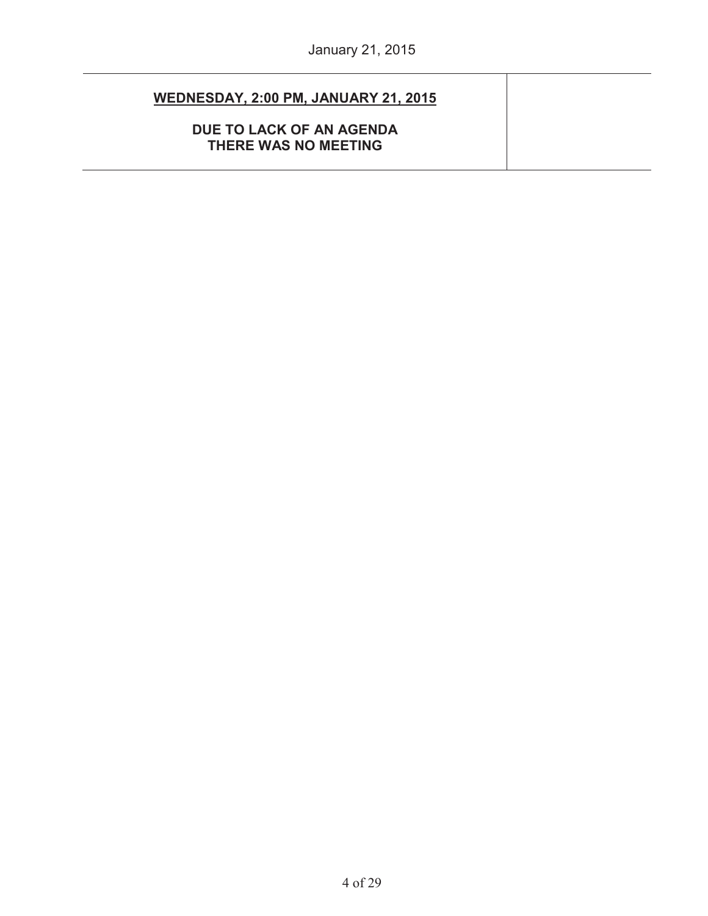| **WEDNESDAY, 2:00 PM, JANUARY 21, 2015**<br><br>**DUE TO LACK OF AN AGENDA THERE WAS NO MEETING** | |
|---|---|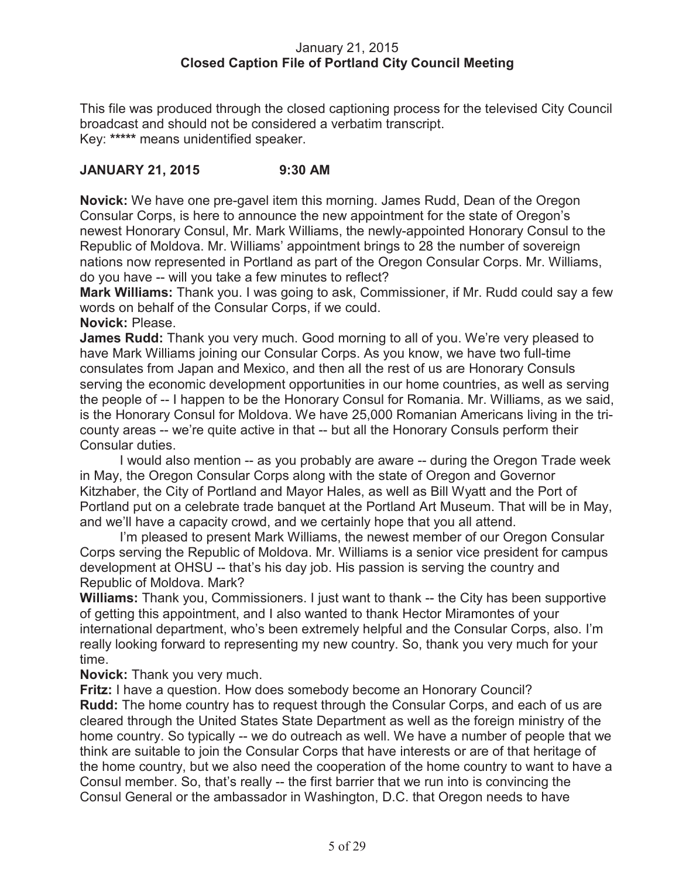January 21, 2015
**Closed Caption File of Portland City Council Meeting**

This file was produced through the closed captioning process for the televised City Council broadcast and should not be considered a verbatim transcript.
Key: ***** means unidentified speaker.

**JANUARY 21, 2015 9:30 AM**

**Novick:** We have one pre-gavel item this morning. James Rudd, Dean of the Oregon Consular Corps, is here to announce the new appointment for the state of Oregon's newest Honorary Consul, Mr. Mark Williams, the newly-appointed Honorary Consul to the Republic of Moldova. Mr. Williams' appointment brings to 28 the number of sovereign nations now represented in Portland as part of the Oregon Consular Corps. Mr. Williams, do you have -- will you take a few minutes to reflect?
**Mark Williams:** Thank you. I was going to ask, Commissioner, if Mr. Rudd could say a few words on behalf of the Consular Corps, if we could.
**Novick:** Please.
**James Rudd:** Thank you very much. Good morning to all of you. We're very pleased to have Mark Williams joining our Consular Corps. As you know, we have two full-time consulates from Japan and Mexico, and then all the rest of us are Honorary Consuls serving the economic development opportunities in our home countries, as well as serving the people of -- I happen to be the Honorary Consul for Romania. Mr. Williams, as we said, is the Honorary Consul for Moldova. We have 25,000 Romanian Americans living in the tri-county areas -- we're quite active in that -- but all the Honorary Consuls perform their Consular duties.

I would also mention -- as you probably are aware -- during the Oregon Trade week in May, the Oregon Consular Corps along with the state of Oregon and Governor Kitzhaber, the City of Portland and Mayor Hales, as well as Bill Wyatt and the Port of Portland put on a celebrate trade banquet at the Portland Art Museum. That will be in May, and we'll have a capacity crowd, and we certainly hope that you all attend.

I'm pleased to present Mark Williams, the newest member of our Oregon Consular Corps serving the Republic of Moldova. Mr. Williams is a senior vice president for campus development at OHSU -- that's his day job. His passion is serving the country and Republic of Moldova. Mark?
**Williams:** Thank you, Commissioners. I just want to thank -- the City has been supportive of getting this appointment, and I also wanted to thank Hector Miramontes of your international department, who's been extremely helpful and the Consular Corps, also. I'm really looking forward to representing my new country. So, thank you very much for your time.
**Novick:** Thank you very much.
**Fritz:** I have a question. How does somebody become an Honorary Council?
**Rudd:** The home country has to request through the Consular Corps, and each of us are cleared through the United States State Department as well as the foreign ministry of the home country. So typically -- we do outreach as well. We have a number of people that we think are suitable to join the Consular Corps that have interests or are of that heritage of the home country, but we also need the cooperation of the home country to want to have a Consul member. So, that's really -- the first barrier that we run into is convincing the Consul General or the ambassador in Washington, D.C. that Oregon needs to have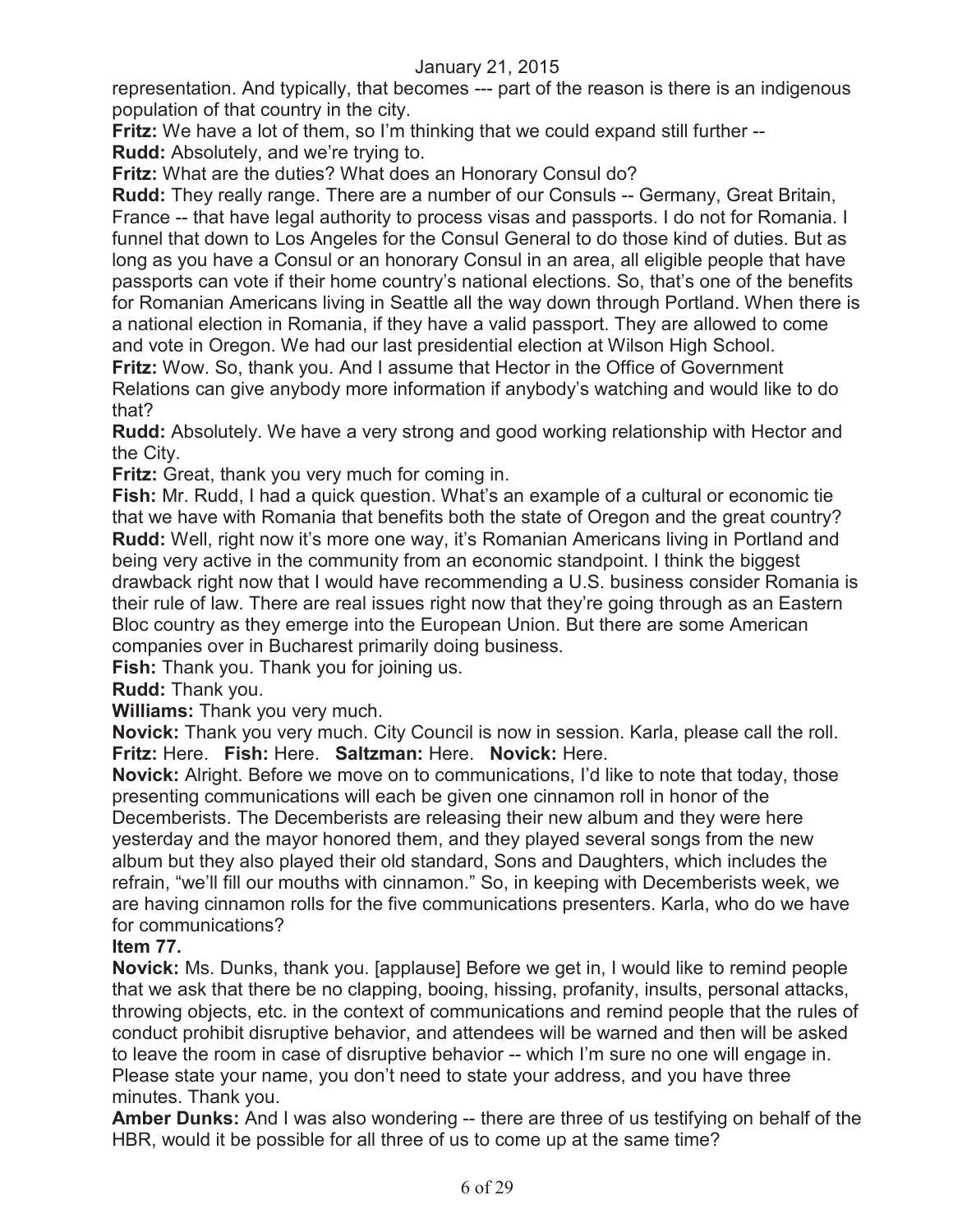representation. And typically, that becomes --- part of the reason is there is an indigenous population of that country in the city.

**Fritz:** We have a lot of them, so I'm thinking that we could expand still further --

**Rudd:** Absolutely, and we're trying to.

**Fritz:** What are the duties? What does an Honorary Consul do?

**Rudd:** They really range. There are a number of our Consuls -- Germany, Great Britain, France -- that have legal authority to process visas and passports. I do not for Romania. I funnel that down to Los Angeles for the Consul General to do those kind of duties. But as long as you have a Consul or an honorary Consul in an area, all eligible people that have passports can vote if their home country's national elections. So, that's one of the benefits for Romanian Americans living in Seattle all the way down through Portland. When there is a national election in Romania, if they have a valid passport. They are allowed to come and vote in Oregon. We had our last presidential election at Wilson High School.

**Fritz:** Wow. So, thank you. And I assume that Hector in the Office of Government Relations can give anybody more information if anybody's watching and would like to do that?

**Rudd:** Absolutely. We have a very strong and good working relationship with Hector and the City.

**Fritz:** Great, thank you very much for coming in.

**Fish:** Mr. Rudd, I had a quick question. What's an example of a cultural or economic tie that we have with Romania that benefits both the state of Oregon and the great country?

**Rudd:** Well, right now it's more one way, it's Romanian Americans living in Portland and being very active in the community from an economic standpoint. I think the biggest drawback right now that I would have recommending a U.S. business consider Romania is their rule of law. There are real issues right now that they're going through as an Eastern Bloc country as they emerge into the European Union. But there are some American companies over in Bucharest primarily doing business.

**Fish:** Thank you. Thank you for joining us.

**Rudd:** Thank you.

**Williams:** Thank you very much.

**Novick:** Thank you very much. City Council is now in session. Karla, please call the roll.

**Fritz:** Here. **Fish:** Here. **Saltzman:** Here. **Novick:** Here.

**Novick:** Alright. Before we move on to communications, I'd like to note that today, those presenting communications will each be given one cinnamon roll in honor of the Decemberists. The Decemberists are releasing their new album and they were here yesterday and the mayor honored them, and they played several songs from the new album but they also played their old standard, Sons and Daughters, which includes the refrain, "we'll fill our mouths with cinnamon." So, in keeping with Decemberists week, we are having cinnamon rolls for the five communications presenters. Karla, who do we have for communications?

**Item 77.**

**Novick:** Ms. Dunks, thank you. [applause] Before we get in, I would like to remind people that we ask that there be no clapping, booing, hissing, profanity, insults, personal attacks, throwing objects, etc. in the context of communications and remind people that the rules of conduct prohibit disruptive behavior, and attendees will be warned and then will be asked to leave the room in case of disruptive behavior -- which I'm sure no one will engage in. Please state your name, you don't need to state your address, and you have three minutes. Thank you.

**Amber Dunks:** And I was also wondering -- there are three of us testifying on behalf of the HBR, would it be possible for all three of us to come up at the same time?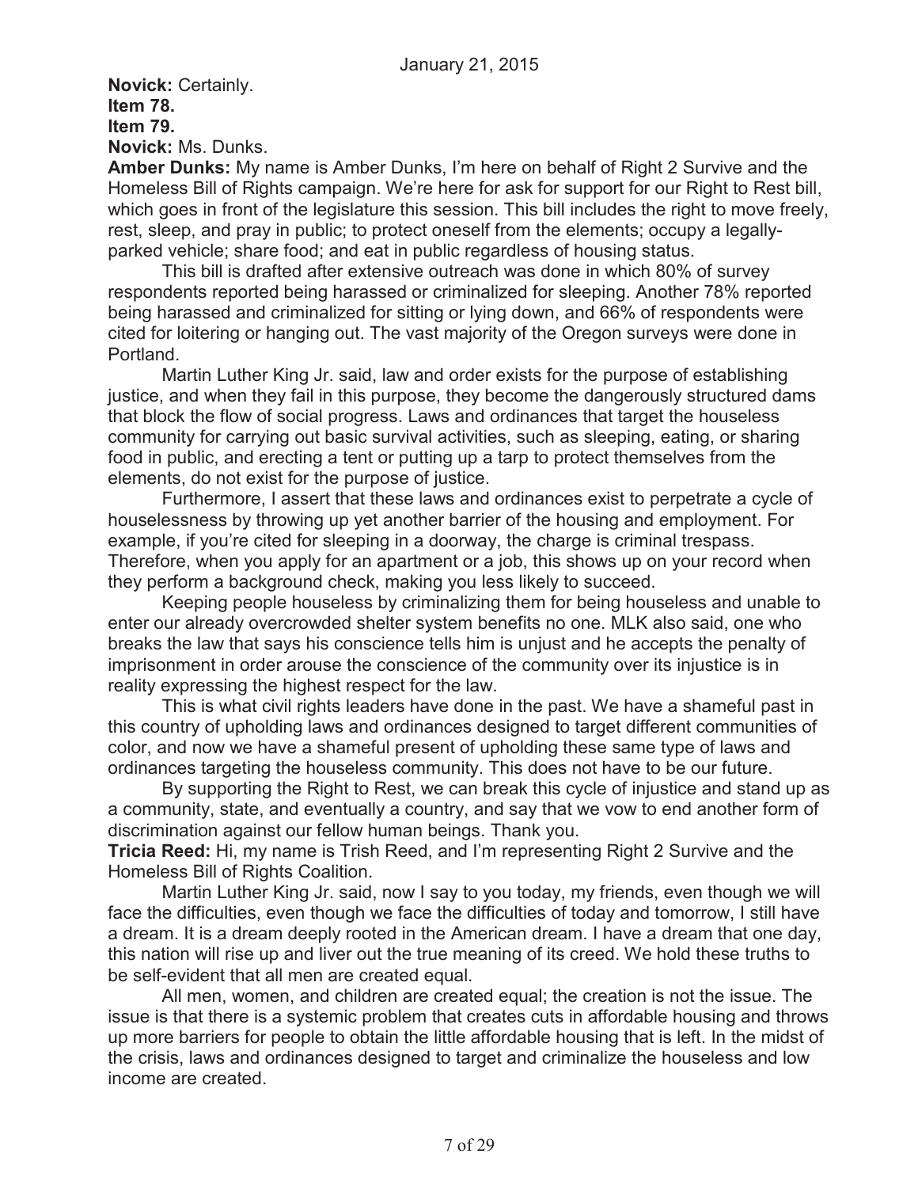January 21, 2015

**Novick:** Certainly.

**Item 78.**

**Item 79.**

**Novick:** Ms. Dunks.

**Amber Dunks:** My name is Amber Dunks, I'm here on behalf of Right 2 Survive and the Homeless Bill of Rights campaign. We're here for ask for support for our Right to Rest bill, which goes in front of the legislature this session. This bill includes the right to move freely, rest, sleep, and pray in public; to protect oneself from the elements; occupy a legally-parked vehicle; share food; and eat in public regardless of housing status.

This bill is drafted after extensive outreach was done in which 80% of survey respondents reported being harassed or criminalized for sleeping. Another 78% reported being harassed and criminalized for sitting or lying down, and 66% of respondents were cited for loitering or hanging out. The vast majority of the Oregon surveys were done in Portland.

Martin Luther King Jr. said, law and order exists for the purpose of establishing justice, and when they fail in this purpose, they become the dangerously structured dams that block the flow of social progress. Laws and ordinances that target the houseless community for carrying out basic survival activities, such as sleeping, eating, or sharing food in public, and erecting a tent or putting up a tarp to protect themselves from the elements, do not exist for the purpose of justice.

Furthermore, I assert that these laws and ordinances exist to perpetrate a cycle of houselessness by throwing up yet another barrier of the housing and employment. For example, if you're cited for sleeping in a doorway, the charge is criminal trespass. Therefore, when you apply for an apartment or a job, this shows up on your record when they perform a background check, making you less likely to succeed.

Keeping people houseless by criminalizing them for being houseless and unable to enter our already overcrowded shelter system benefits no one. MLK also said, one who breaks the law that says his conscience tells him is unjust and he accepts the penalty of imprisonment in order arouse the conscience of the community over its injustice is in reality expressing the highest respect for the law.

This is what civil rights leaders have done in the past. We have a shameful past in this country of upholding laws and ordinances designed to target different communities of color, and now we have a shameful present of upholding these same type of laws and ordinances targeting the houseless community. This does not have to be our future.

By supporting the Right to Rest, we can break this cycle of injustice and stand up as a community, state, and eventually a country, and say that we vow to end another form of discrimination against our fellow human beings. Thank you.

**Tricia Reed:** Hi, my name is Trish Reed, and I'm representing Right 2 Survive and the Homeless Bill of Rights Coalition.

Martin Luther King Jr. said, now I say to you today, my friends, even though we will face the difficulties, even though we face the difficulties of today and tomorrow, I still have a dream. It is a dream deeply rooted in the American dream. I have a dream that one day, this nation will rise up and liver out the true meaning of its creed. We hold these truths to be self-evident that all men are created equal.

All men, women, and children are created equal; the creation is not the issue. The issue is that there is a systemic problem that creates cuts in affordable housing and throws up more barriers for people to obtain the little affordable housing that is left. In the midst of the crisis, laws and ordinances designed to target and criminalize the houseless and low income are created.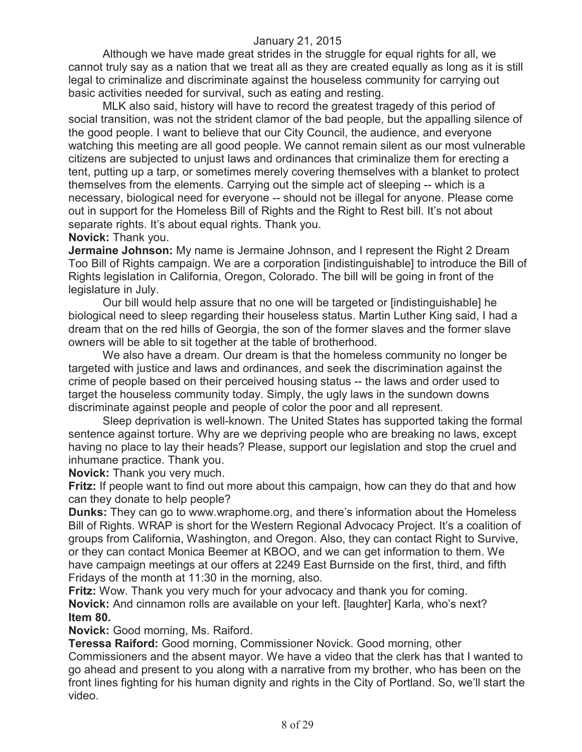Although we have made great strides in the struggle for equal rights for all, we cannot truly say as a nation that we treat all as they are created equally as long as it is still legal to criminalize and discriminate against the houseless community for carrying out basic activities needed for survival, such as eating and resting.

MLK also said, history will have to record the greatest tragedy of this period of social transition, was not the strident clamor of the bad people, but the appalling silence of the good people. I want to believe that our City Council, the audience, and everyone watching this meeting are all good people. We cannot remain silent as our most vulnerable citizens are subjected to unjust laws and ordinances that criminalize them for erecting a tent, putting up a tarp, or sometimes merely covering themselves with a blanket to protect themselves from the elements. Carrying out the simple act of sleeping -- which is a necessary, biological need for everyone -- should not be illegal for anyone. Please come out in support for the Homeless Bill of Rights and the Right to Rest bill. It's not about separate rights. It's about equal rights. Thank you.

**Novick:** Thank you.

**Jermaine Johnson:** My name is Jermaine Johnson, and I represent the Right 2 Dream Too Bill of Rights campaign. We are a corporation [indistinguishable] to introduce the Bill of Rights legislation in California, Oregon, Colorado. The bill will be going in front of the legislature in July.

Our bill would help assure that no one will be targeted or [indistinguishable] he biological need to sleep regarding their houseless status. Martin Luther King said, I had a dream that on the red hills of Georgia, the son of the former slaves and the former slave owners will be able to sit together at the table of brotherhood.

We also have a dream. Our dream is that the homeless community no longer be targeted with justice and laws and ordinances, and seek the discrimination against the crime of people based on their perceived housing status -- the laws and order used to target the houseless community today. Simply, the ugly laws in the sundown downs discriminate against people and people of color the poor and all represent.

Sleep deprivation is well-known. The United States has supported taking the formal sentence against torture. Why are we depriving people who are breaking no laws, except having no place to lay their heads? Please, support our legislation and stop the cruel and inhumane practice. Thank you.

**Novick:** Thank you very much.

**Fritz:** If people want to find out more about this campaign, how can they do that and how can they donate to help people?

**Dunks:** They can go to www.wraphome.org, and there's information about the Homeless Bill of Rights. WRAP is short for the Western Regional Advocacy Project. It's a coalition of groups from California, Washington, and Oregon. Also, they can contact Right to Survive, or they can contact Monica Beemer at KBOO, and we can get information to them. We have campaign meetings at our offers at 2249 East Burnside on the first, third, and fifth Fridays of the month at 11:30 in the morning, also.

**Fritz:** Wow. Thank you very much for your advocacy and thank you for coming.

**Novick:** And cinnamon rolls are available on your left. [laughter] Karla, who's next?

**Item 80.**

**Novick:** Good morning, Ms. Raiford.

**Teressa Raiford:** Good morning, Commissioner Novick. Good morning, other Commissioners and the absent mayor. We have a video that the clerk has that I wanted to go ahead and present to you along with a narrative from my brother, who has been on the front lines fighting for his human dignity and rights in the City of Portland. So, we'll start the video.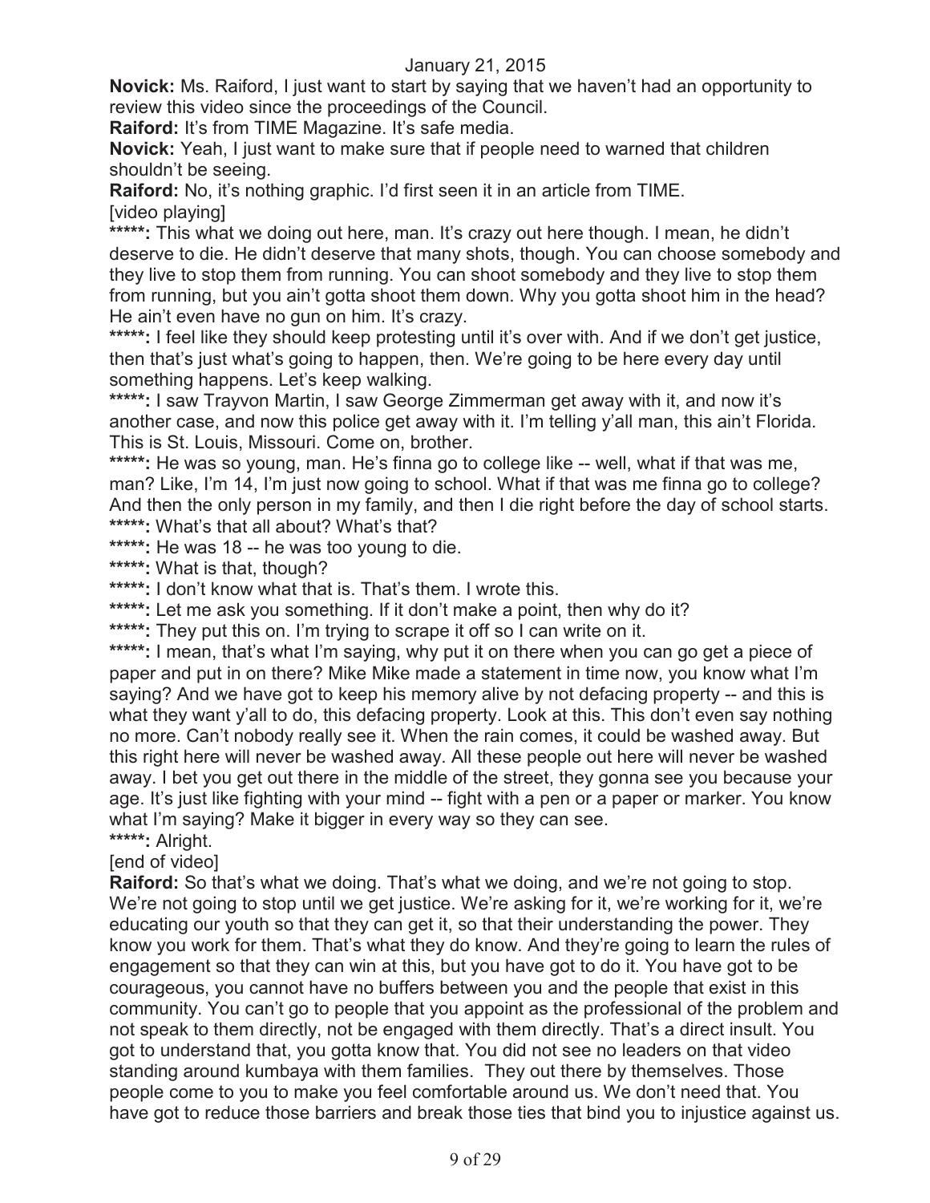January 21, 2015

**Novick:** Ms. Raiford, I just want to start by saying that we haven't had an opportunity to review this video since the proceedings of the Council.

**Raiford:** It's from TIME Magazine. It's safe media.

**Novick:** Yeah, I just want to make sure that if people need to warned that children shouldn't be seeing.

**Raiford:** No, it's nothing graphic. I'd first seen it in an article from TIME.

[video playing]

*****: This what we doing out here, man. It's crazy out here though. I mean, he didn't deserve to die. He didn't deserve that many shots, though. You can choose somebody and they live to stop them from running. You can shoot somebody and they live to stop them from running, but you ain't gotta shoot them down. Why you gotta shoot him in the head? He ain't even have no gun on him. It's crazy.

*****: I feel like they should keep protesting until it's over with. And if we don't get justice, then that's just what's going to happen, then. We're going to be here every day until something happens. Let's keep walking.

*****: I saw Trayvon Martin, I saw George Zimmerman get away with it, and now it's another case, and now this police get away with it. I'm telling y'all man, this ain't Florida. This is St. Louis, Missouri. Come on, brother.

*****: He was so young, man. He's finna go to college like -- well, what if that was me, man? Like, I'm 14, I'm just now going to school. What if that was me finna go to college? And then the only person in my family, and then I die right before the day of school starts.

*****: What's that all about? What's that?

*****: He was 18 -- he was too young to die.

*****: What is that, though?

*****: I don't know what that is. That's them. I wrote this.

*****: Let me ask you something. If it don't make a point, then why do it?

*****: They put this on. I'm trying to scrape it off so I can write on it.

*****: I mean, that's what I'm saying, why put it on there when you can go get a piece of paper and put in on there? Mike Mike made a statement in time now, you know what I'm saying? And we have got to keep his memory alive by not defacing property -- and this is what they want y'all to do, this defacing property. Look at this. This don't even say nothing no more. Can't nobody really see it. When the rain comes, it could be washed away. But this right here will never be washed away. All these people out here will never be washed away. I bet you get out there in the middle of the street, they gonna see you because your age. It's just like fighting with your mind -- fight with a pen or a paper or marker. You know what I'm saying? Make it bigger in every way so they can see.

*****: Alright.

[end of video]

**Raiford:** So that's what we doing. That's what we doing, and we're not going to stop. We're not going to stop until we get justice. We're asking for it, we're working for it, we're educating our youth so that they can get it, so that their understanding the power. They know you work for them. That's what they do know. And they're going to learn the rules of engagement so that they can win at this, but you have got to do it. You have got to be courageous, you cannot have no buffers between you and the people that exist in this community. You can't go to people that you appoint as the professional of the problem and not speak to them directly, not be engaged with them directly. That's a direct insult. You got to understand that, you gotta know that. You did not see no leaders on that video standing around kumbaya with them families. They out there by themselves. Those people come to you to make you feel comfortable around us. We don't need that. You have got to reduce those barriers and break those ties that bind you to injustice against us.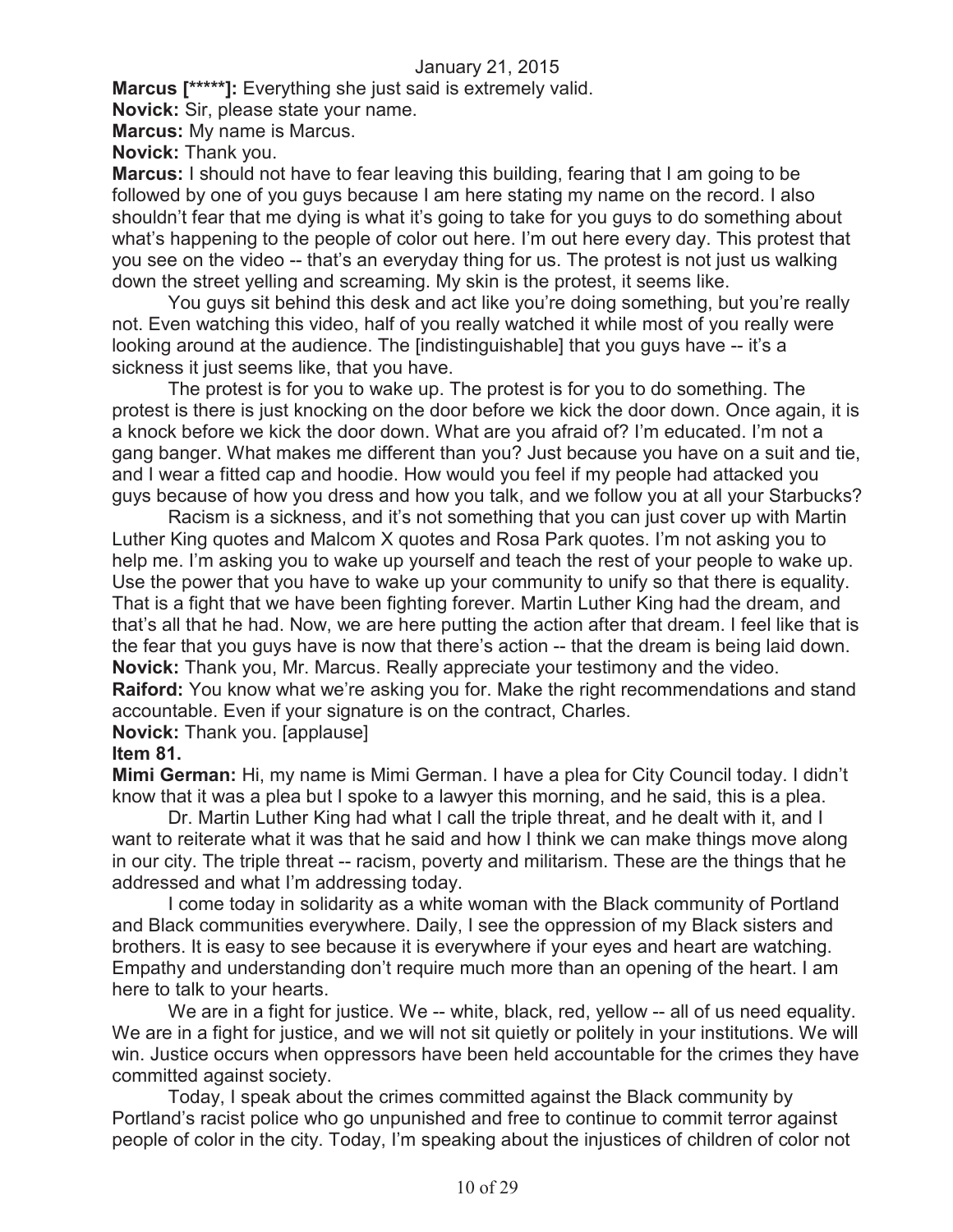**Marcus [*****]:** Everything she just said is extremely valid.

**Novick:** Sir, please state your name.

**Marcus:** My name is Marcus.

**Novick:** Thank you.

**Marcus:** I should not have to fear leaving this building, fearing that I am going to be followed by one of you guys because I am here stating my name on the record. I also shouldn't fear that me dying is what it's going to take for you guys to do something about what's happening to the people of color out here. I'm out here every day. This protest that you see on the video -- that's an everyday thing for us. The protest is not just us walking down the street yelling and screaming. My skin is the protest, it seems like.

You guys sit behind this desk and act like you're doing something, but you're really not. Even watching this video, half of you really watched it while most of you really were looking around at the audience. The [indistinguishable] that you guys have -- it's a sickness it just seems like, that you have.

The protest is for you to wake up. The protest is for you to do something. The protest is there is just knocking on the door before we kick the door down. Once again, it is a knock before we kick the door down. What are you afraid of? I'm educated. I'm not a gang banger. What makes me different than you? Just because you have on a suit and tie, and I wear a fitted cap and hoodie. How would you feel if my people had attacked you guys because of how you dress and how you talk, and we follow you at all your Starbucks?

Racism is a sickness, and it's not something that you can just cover up with Martin Luther King quotes and Malcom X quotes and Rosa Park quotes. I'm not asking you to help me. I'm asking you to wake up yourself and teach the rest of your people to wake up. Use the power that you have to wake up your community to unify so that there is equality. That is a fight that we have been fighting forever. Martin Luther King had the dream, and that's all that he had. Now, we are here putting the action after that dream. I feel like that is the fear that you guys have is now that there's action -- that the dream is being laid down.

**Novick:** Thank you, Mr. Marcus. Really appreciate your testimony and the video.

**Raiford:** You know what we're asking you for. Make the right recommendations and stand accountable. Even if your signature is on the contract, Charles.

**Novick:** Thank you. [applause]

**Item 81.**

**Mimi German:** Hi, my name is Mimi German. I have a plea for City Council today. I didn't know that it was a plea but I spoke to a lawyer this morning, and he said, this is a plea.

Dr. Martin Luther King had what I call the triple threat, and he dealt with it, and I want to reiterate what it was that he said and how I think we can make things move along in our city. The triple threat -- racism, poverty and militarism. These are the things that he addressed and what I'm addressing today.

I come today in solidarity as a white woman with the Black community of Portland and Black communities everywhere. Daily, I see the oppression of my Black sisters and brothers. It is easy to see because it is everywhere if your eyes and heart are watching. Empathy and understanding don't require much more than an opening of the heart. I am here to talk to your hearts.

We are in a fight for justice. We -- white, black, red, yellow -- all of us need equality. We are in a fight for justice, and we will not sit quietly or politely in your institutions. We will win. Justice occurs when oppressors have been held accountable for the crimes they have committed against society.

Today, I speak about the crimes committed against the Black community by Portland's racist police who go unpunished and free to continue to commit terror against people of color in the city. Today, I'm speaking about the injustices of children of color not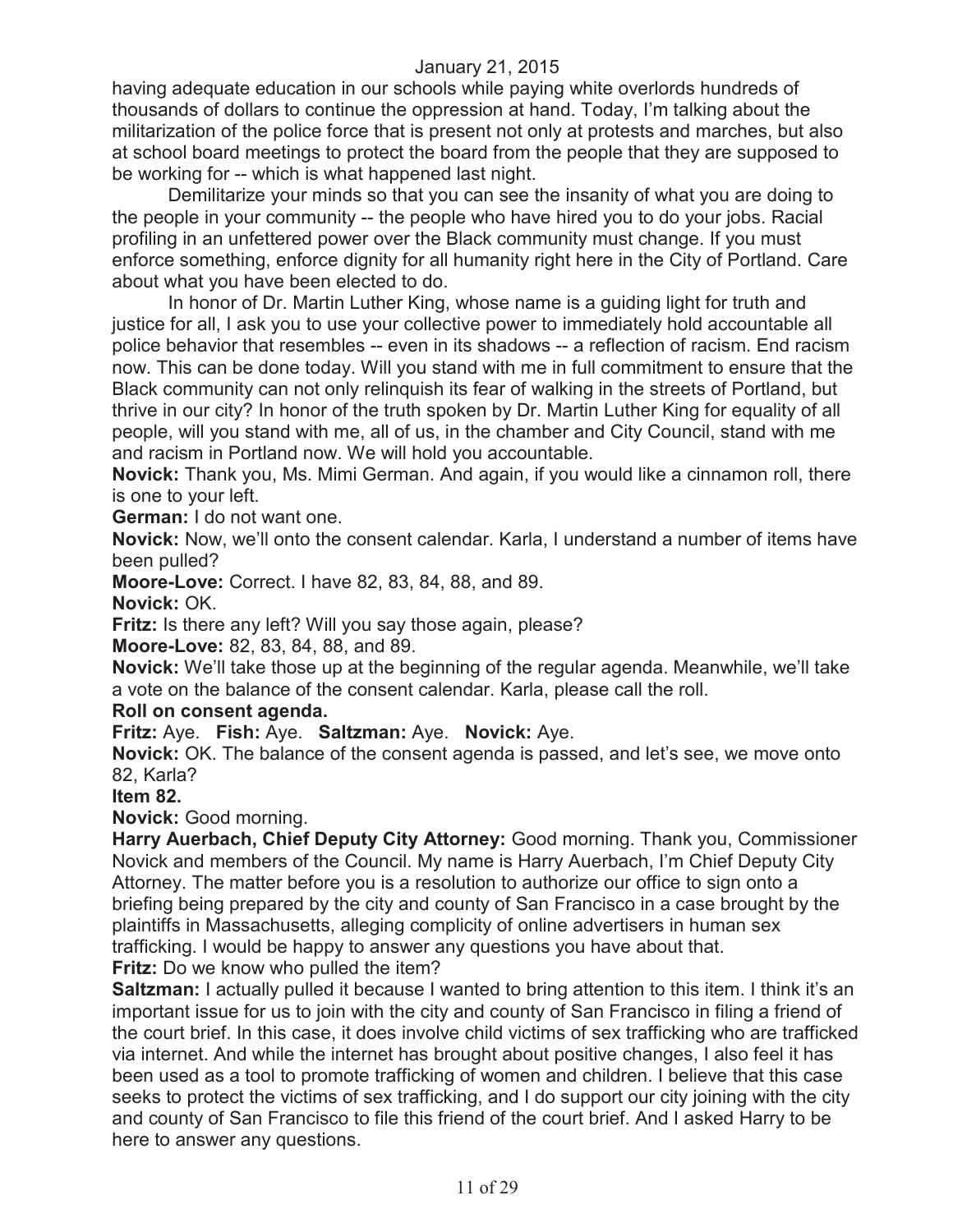having adequate education in our schools while paying white overlords hundreds of thousands of dollars to continue the oppression at hand. Today, I'm talking about the militarization of the police force that is present not only at protests and marches, but also at school board meetings to protect the board from the people that they are supposed to be working for -- which is what happened last night.

Demilitarize your minds so that you can see the insanity of what you are doing to the people in your community -- the people who have hired you to do your jobs. Racial profiling in an unfettered power over the Black community must change. If you must enforce something, enforce dignity for all humanity right here in the City of Portland. Care about what you have been elected to do.

In honor of Dr. Martin Luther King, whose name is a guiding light for truth and justice for all, I ask you to use your collective power to immediately hold accountable all police behavior that resembles -- even in its shadows -- a reflection of racism. End racism now. This can be done today. Will you stand with me in full commitment to ensure that the Black community can not only relinquish its fear of walking in the streets of Portland, but thrive in our city? In honor of the truth spoken by Dr. Martin Luther King for equality of all people, will you stand with me, all of us, in the chamber and City Council, stand with me and racism in Portland now. We will hold you accountable.

**Novick:** Thank you, Ms. Mimi German. And again, if you would like a cinnamon roll, there is one to your left.

**German:** I do not want one.

**Novick:** Now, we'll onto the consent calendar. Karla, I understand a number of items have been pulled?

**Moore-Love:** Correct. I have 82, 83, 84, 88, and 89.

**Novick:** OK.

**Fritz:** Is there any left? Will you say those again, please?

**Moore-Love:** 82, 83, 84, 88, and 89.

**Novick:** We'll take those up at the beginning of the regular agenda. Meanwhile, we'll take a vote on the balance of the consent calendar. Karla, please call the roll.

**Roll on consent agenda.**

**Fritz:** Aye. **Fish:** Aye. **Saltzman:** Aye. **Novick:** Aye.

**Novick:** OK. The balance of the consent agenda is passed, and let's see, we move onto 82, Karla?

**Item 82.**

**Novick:** Good morning.

**Harry Auerbach, Chief Deputy City Attorney:** Good morning. Thank you, Commissioner Novick and members of the Council. My name is Harry Auerbach, I'm Chief Deputy City Attorney. The matter before you is a resolution to authorize our office to sign onto a briefing being prepared by the city and county of San Francisco in a case brought by the plaintiffs in Massachusetts, alleging complicity of online advertisers in human sex trafficking. I would be happy to answer any questions you have about that.

**Fritz:** Do we know who pulled the item?

**Saltzman:** I actually pulled it because I wanted to bring attention to this item. I think it's an important issue for us to join with the city and county of San Francisco in filing a friend of the court brief. In this case, it does involve child victims of sex trafficking who are trafficked via internet. And while the internet has brought about positive changes, I also feel it has been used as a tool to promote trafficking of women and children. I believe that this case seeks to protect the victims of sex trafficking, and I do support our city joining with the city and county of San Francisco to file this friend of the court brief. And I asked Harry to be here to answer any questions.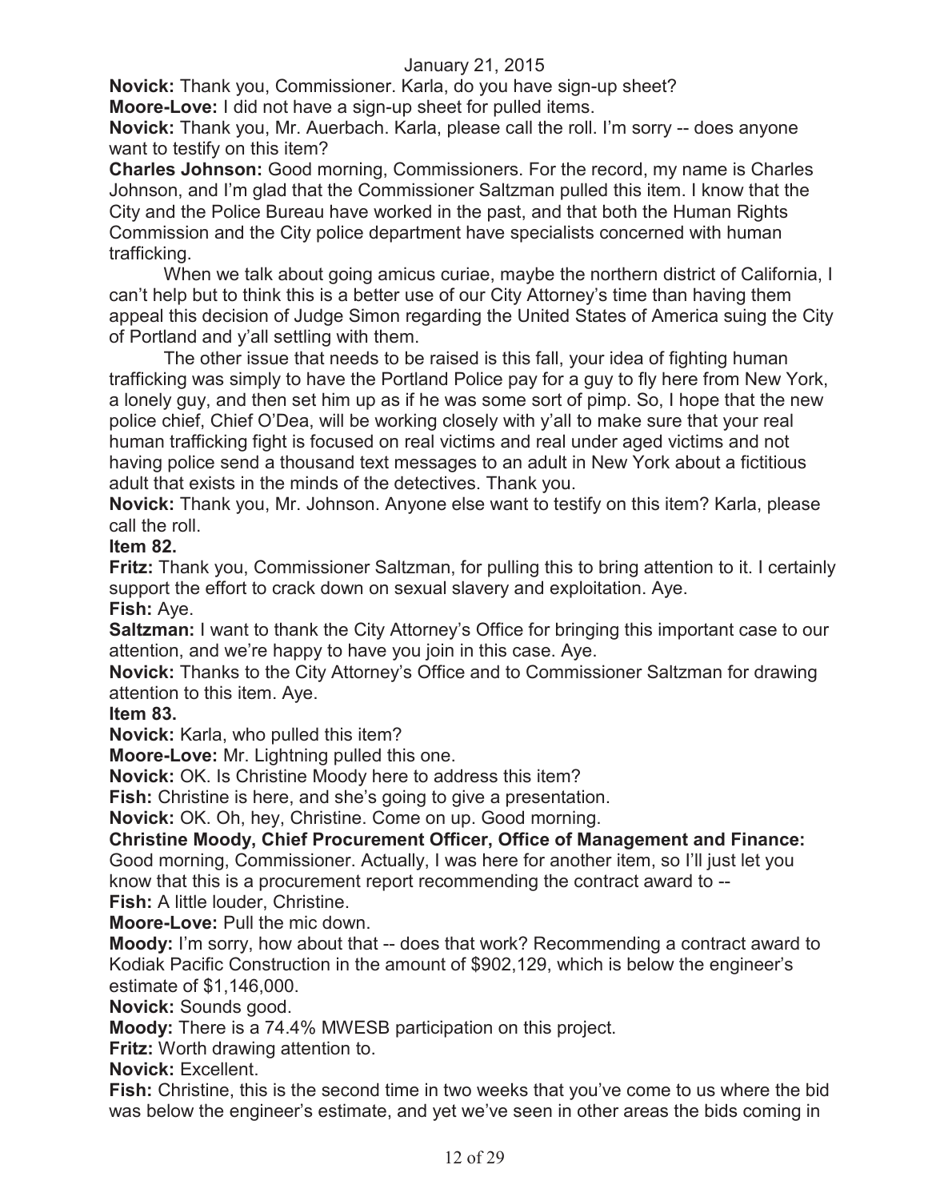January 21, 2015

**Novick:** Thank you, Commissioner. Karla, do you have sign-up sheet?

**Moore-Love:** I did not have a sign-up sheet for pulled items.

**Novick:** Thank you, Mr. Auerbach. Karla, please call the roll. I'm sorry -- does anyone want to testify on this item?

**Charles Johnson:** Good morning, Commissioners. For the record, my name is Charles Johnson, and I'm glad that the Commissioner Saltzman pulled this item. I know that the City and the Police Bureau have worked in the past, and that both the Human Rights Commission and the City police department have specialists concerned with human trafficking.

When we talk about going amicus curiae, maybe the northern district of California, I can't help but to think this is a better use of our City Attorney's time than having them appeal this decision of Judge Simon regarding the United States of America suing the City of Portland and y'all settling with them.

The other issue that needs to be raised is this fall, your idea of fighting human trafficking was simply to have the Portland Police pay for a guy to fly here from New York, a lonely guy, and then set him up as if he was some sort of pimp. So, I hope that the new police chief, Chief O'Dea, will be working closely with y'all to make sure that your real human trafficking fight is focused on real victims and real under aged victims and not having police send a thousand text messages to an adult in New York about a fictitious adult that exists in the minds of the detectives. Thank you.

**Novick:** Thank you, Mr. Johnson. Anyone else want to testify on this item? Karla, please call the roll.

**Item 82.**

**Fritz:** Thank you, Commissioner Saltzman, for pulling this to bring attention to it. I certainly support the effort to crack down on sexual slavery and exploitation. Aye.

**Fish:** Aye.

**Saltzman:** I want to thank the City Attorney's Office for bringing this important case to our attention, and we're happy to have you join in this case. Aye.

**Novick:** Thanks to the City Attorney's Office and to Commissioner Saltzman for drawing attention to this item. Aye.

**Item 83.**

**Novick:** Karla, who pulled this item?

**Moore-Love:** Mr. Lightning pulled this one.

**Novick:** OK. Is Christine Moody here to address this item?

**Fish:** Christine is here, and she's going to give a presentation.

**Novick:** OK. Oh, hey, Christine. Come on up. Good morning.

**Christine Moody, Chief Procurement Officer, Office of Management and Finance:** Good morning, Commissioner. Actually, I was here for another item, so I'll just let you know that this is a procurement report recommending the contract award to --

**Fish:** A little louder, Christine.

**Moore-Love:** Pull the mic down.

**Moody:** I'm sorry, how about that -- does that work? Recommending a contract award to Kodiak Pacific Construction in the amount of $902,129, which is below the engineer's estimate of $1,146,000.

**Novick:** Sounds good.

**Moody:** There is a 74.4% MWESB participation on this project.

**Fritz:** Worth drawing attention to.

**Novick:** Excellent.

**Fish:** Christine, this is the second time in two weeks that you've come to us where the bid was below the engineer's estimate, and yet we've seen in other areas the bids coming in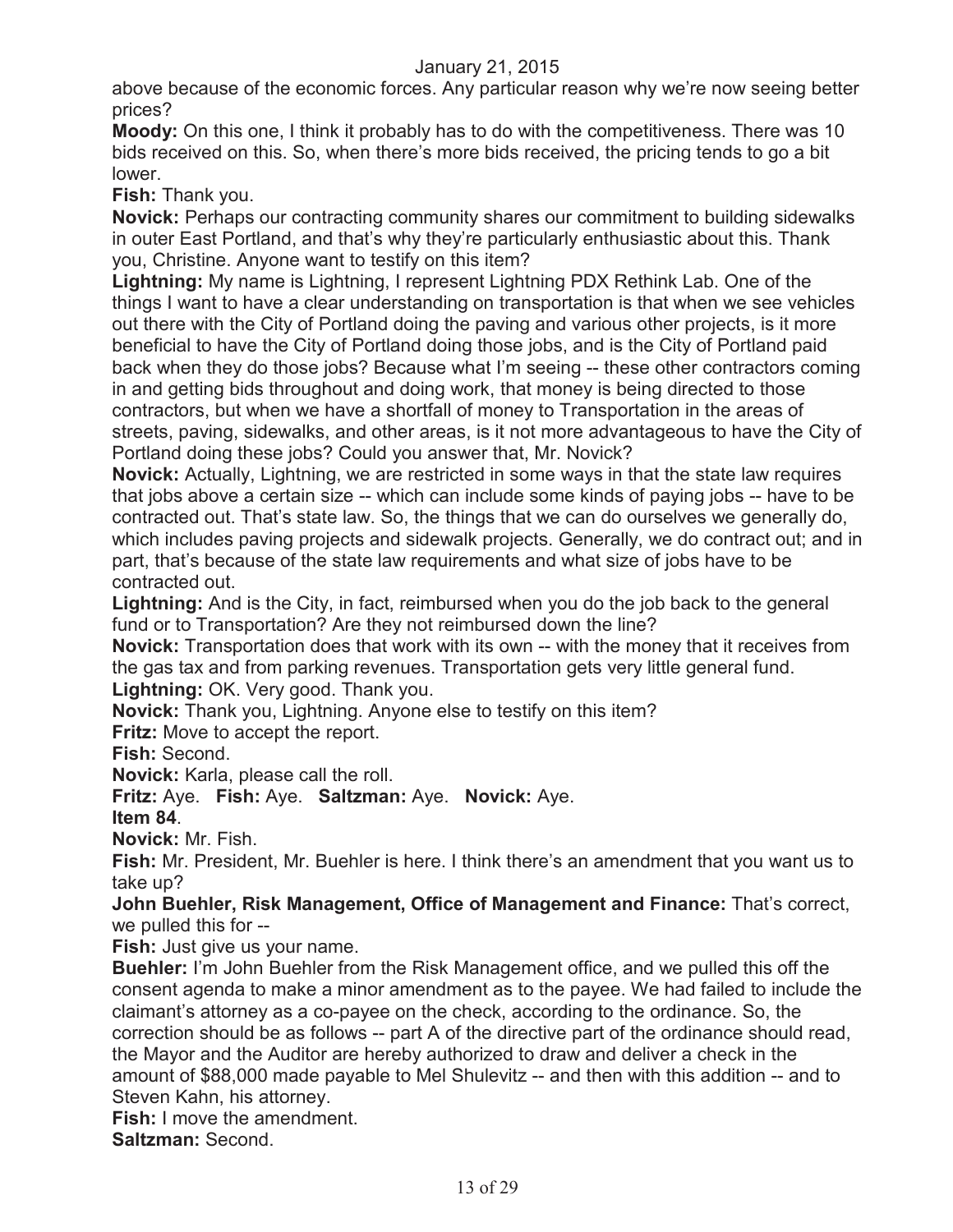above because of the economic forces. Any particular reason why we're now seeing better prices?

**Moody:** On this one, I think it probably has to do with the competitiveness. There was 10 bids received on this. So, when there's more bids received, the pricing tends to go a bit lower.

**Fish:** Thank you.

**Novick:** Perhaps our contracting community shares our commitment to building sidewalks in outer East Portland, and that's why they're particularly enthusiastic about this. Thank you, Christine. Anyone want to testify on this item?

**Lightning:** My name is Lightning, I represent Lightning PDX Rethink Lab. One of the things I want to have a clear understanding on transportation is that when we see vehicles out there with the City of Portland doing the paving and various other projects, is it more beneficial to have the City of Portland doing those jobs, and is the City of Portland paid back when they do those jobs? Because what I'm seeing -- these other contractors coming in and getting bids throughout and doing work, that money is being directed to those contractors, but when we have a shortfall of money to Transportation in the areas of streets, paving, sidewalks, and other areas, is it not more advantageous to have the City of Portland doing these jobs? Could you answer that, Mr. Novick?

**Novick:** Actually, Lightning, we are restricted in some ways in that the state law requires that jobs above a certain size -- which can include some kinds of paying jobs -- have to be contracted out. That's state law. So, the things that we can do ourselves we generally do, which includes paving projects and sidewalk projects. Generally, we do contract out; and in part, that's because of the state law requirements and what size of jobs have to be contracted out.

**Lightning:** And is the City, in fact, reimbursed when you do the job back to the general fund or to Transportation? Are they not reimbursed down the line?

**Novick:** Transportation does that work with its own -- with the money that it receives from the gas tax and from parking revenues. Transportation gets very little general fund.

**Lightning:** OK. Very good. Thank you.

**Novick:** Thank you, Lightning. Anyone else to testify on this item?

**Fritz:** Move to accept the report.

**Fish:** Second.

**Novick:** Karla, please call the roll.

**Fritz:** Aye. **Fish:** Aye. **Saltzman:** Aye. **Novick:** Aye.

**Item 84**.

**Novick:** Mr. Fish.

**Fish:** Mr. President, Mr. Buehler is here. I think there's an amendment that you want us to take up?

**John Buehler, Risk Management, Office of Management and Finance:** That's correct, we pulled this for --

**Fish:** Just give us your name.

**Buehler:** I'm John Buehler from the Risk Management office, and we pulled this off the consent agenda to make a minor amendment as to the payee. We had failed to include the claimant's attorney as a co-payee on the check, according to the ordinance. So, the correction should be as follows -- part A of the directive part of the ordinance should read, the Mayor and the Auditor are hereby authorized to draw and deliver a check in the amount of $88,000 made payable to Mel Shulevitz -- and then with this addition -- and to Steven Kahn, his attorney.

**Fish:** I move the amendment.

**Saltzman:** Second.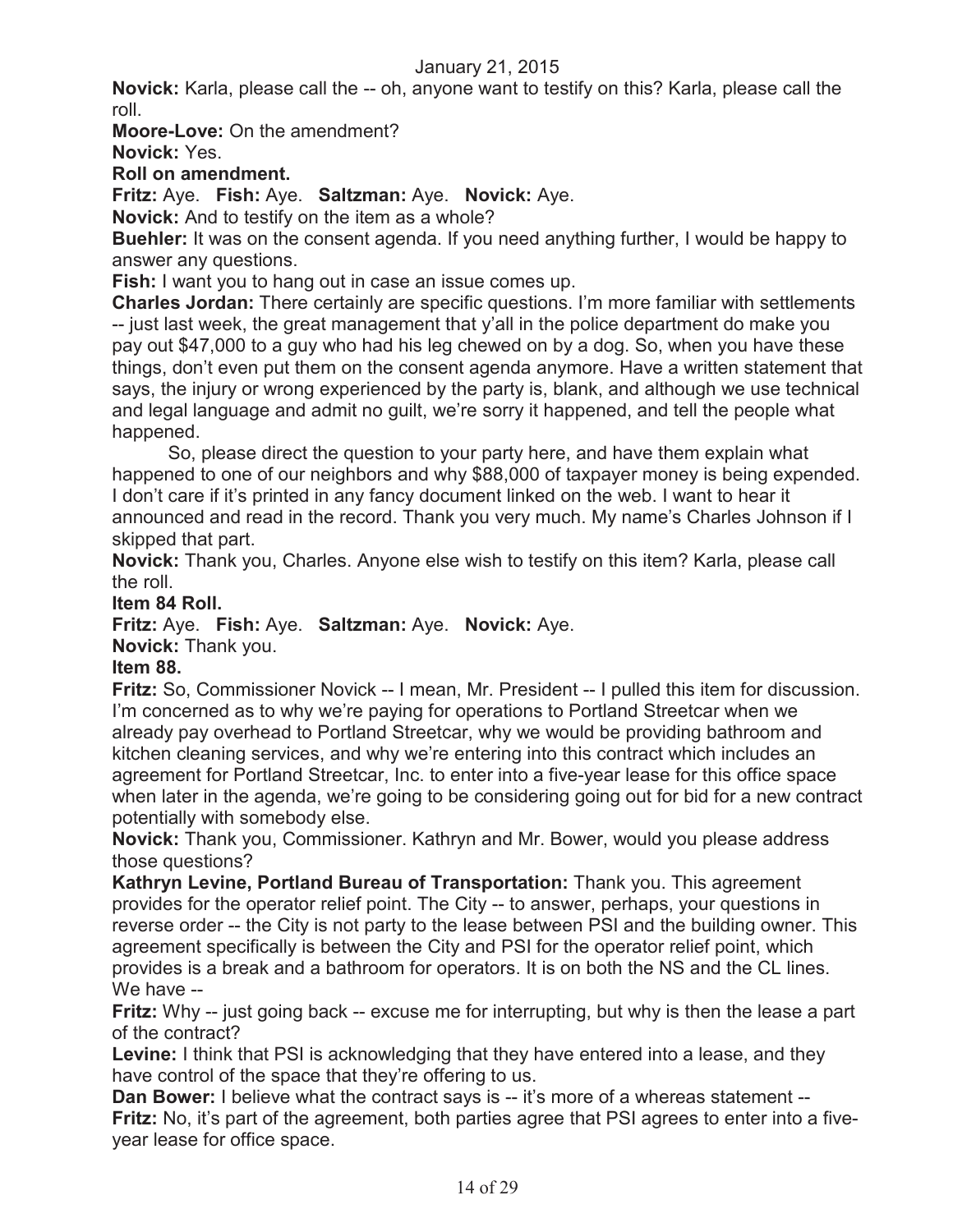January 21, 2015

**Novick:** Karla, please call the -- oh, anyone want to testify on this? Karla, please call the roll.

**Moore-Love:** On the amendment?

**Novick:** Yes.

**Roll on amendment.**

**Fritz:** Aye. **Fish:** Aye. **Saltzman:** Aye. **Novick:** Aye.

**Novick:** And to testify on the item as a whole?

**Buehler:** It was on the consent agenda. If you need anything further, I would be happy to answer any questions.

**Fish:** I want you to hang out in case an issue comes up.

**Charles Jordan:** There certainly are specific questions. I'm more familiar with settlements -- just last week, the great management that y'all in the police department do make you pay out $47,000 to a guy who had his leg chewed on by a dog. So, when you have these things, don't even put them on the consent agenda anymore. Have a written statement that says, the injury or wrong experienced by the party is, blank, and although we use technical and legal language and admit no guilt, we're sorry it happened, and tell the people what happened.

So, please direct the question to your party here, and have them explain what happened to one of our neighbors and why $88,000 of taxpayer money is being expended. I don't care if it's printed in any fancy document linked on the web. I want to hear it announced and read in the record. Thank you very much. My name's Charles Johnson if I skipped that part.

**Novick:** Thank you, Charles. Anyone else wish to testify on this item? Karla, please call the roll.

**Item 84 Roll.**

**Fritz:** Aye. **Fish:** Aye. **Saltzman:** Aye. **Novick:** Aye.

**Novick:** Thank you.

**Item 88.**

**Fritz:** So, Commissioner Novick -- I mean, Mr. President -- I pulled this item for discussion. I'm concerned as to why we're paying for operations to Portland Streetcar when we already pay overhead to Portland Streetcar, why we would be providing bathroom and kitchen cleaning services, and why we're entering into this contract which includes an agreement for Portland Streetcar, Inc. to enter into a five-year lease for this office space when later in the agenda, we're going to be considering going out for bid for a new contract potentially with somebody else.

**Novick:** Thank you, Commissioner. Kathryn and Mr. Bower, would you please address those questions?

**Kathryn Levine, Portland Bureau of Transportation:** Thank you. This agreement provides for the operator relief point. The City -- to answer, perhaps, your questions in reverse order -- the City is not party to the lease between PSI and the building owner. This agreement specifically is between the City and PSI for the operator relief point, which provides is a break and a bathroom for operators. It is on both the NS and the CL lines. We have --

**Fritz:** Why -- just going back -- excuse me for interrupting, but why is then the lease a part of the contract?

**Levine:** I think that PSI is acknowledging that they have entered into a lease, and they have control of the space that they're offering to us.

**Dan Bower:** I believe what the contract says is -- it's more of a whereas statement --

**Fritz:** No, it's part of the agreement, both parties agree that PSI agrees to enter into a five-year lease for office space.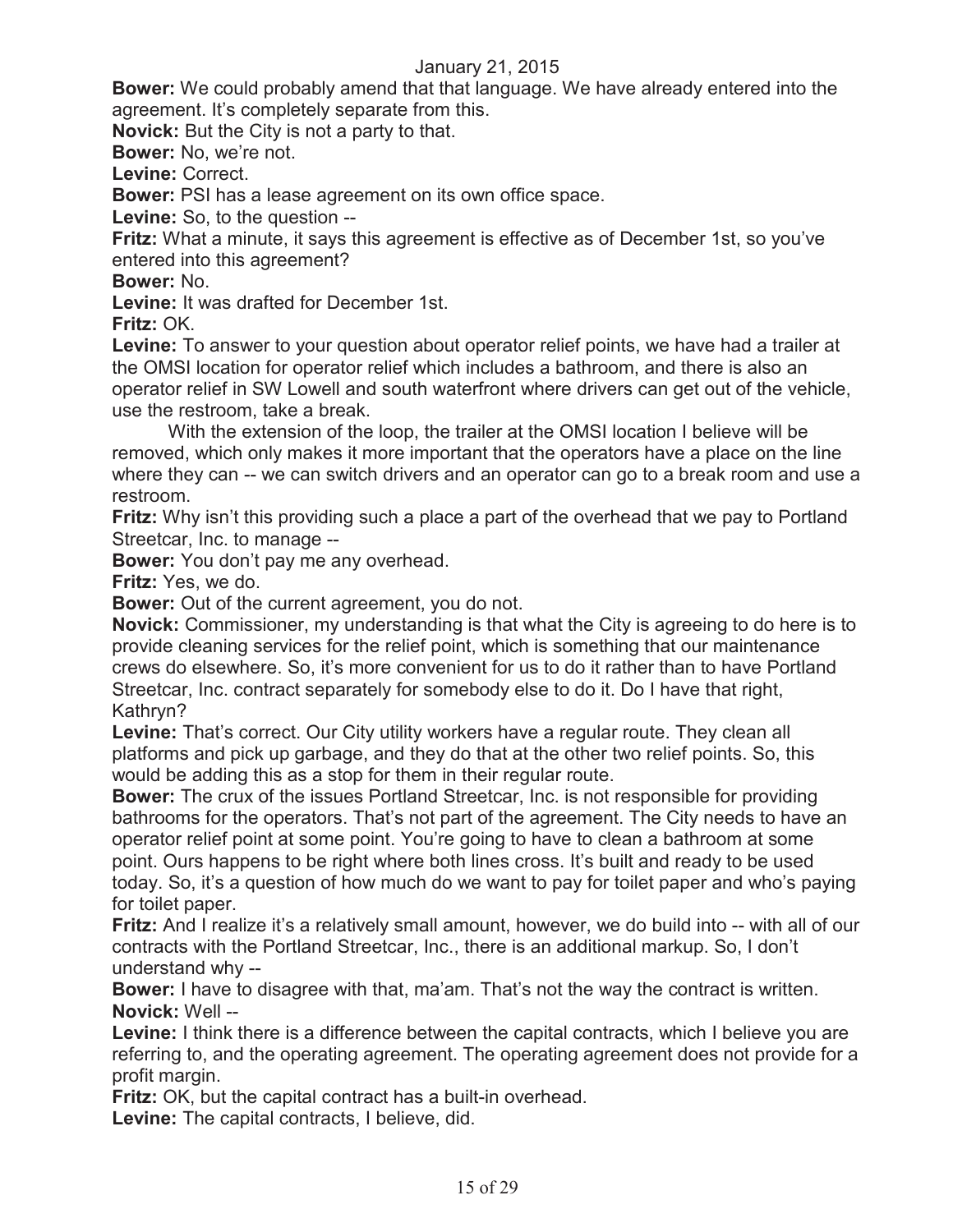**Bower:** We could probably amend that that language. We have already entered into the agreement. It's completely separate from this.

**Novick:** But the City is not a party to that.

**Bower:** No, we're not.

**Levine:** Correct.

**Bower:** PSI has a lease agreement on its own office space.

**Levine:** So, to the question --

**Fritz:** What a minute, it says this agreement is effective as of December 1st, so you've entered into this agreement?

**Bower:** No.

**Levine:** It was drafted for December 1st.

**Fritz:** OK.

**Levine:** To answer to your question about operator relief points, we have had a trailer at the OMSI location for operator relief which includes a bathroom, and there is also an operator relief in SW Lowell and south waterfront where drivers can get out of the vehicle, use the restroom, take a break.

With the extension of the loop, the trailer at the OMSI location I believe will be removed, which only makes it more important that the operators have a place on the line where they can -- we can switch drivers and an operator can go to a break room and use a restroom.

**Fritz:** Why isn't this providing such a place a part of the overhead that we pay to Portland Streetcar, Inc. to manage --

**Bower:** You don't pay me any overhead.

**Fritz:** Yes, we do.

**Bower:** Out of the current agreement, you do not.

**Novick:** Commissioner, my understanding is that what the City is agreeing to do here is to provide cleaning services for the relief point, which is something that our maintenance crews do elsewhere. So, it's more convenient for us to do it rather than to have Portland Streetcar, Inc. contract separately for somebody else to do it. Do I have that right, Kathryn?

**Levine:** That's correct. Our City utility workers have a regular route. They clean all platforms and pick up garbage, and they do that at the other two relief points. So, this would be adding this as a stop for them in their regular route.

**Bower:** The crux of the issues Portland Streetcar, Inc. is not responsible for providing bathrooms for the operators. That's not part of the agreement. The City needs to have an operator relief point at some point. You're going to have to clean a bathroom at some point. Ours happens to be right where both lines cross. It's built and ready to be used today. So, it's a question of how much do we want to pay for toilet paper and who's paying for toilet paper.

**Fritz:** And I realize it's a relatively small amount, however, we do build into -- with all of our contracts with the Portland Streetcar, Inc., there is an additional markup. So, I don't understand why --

**Bower:** I have to disagree with that, ma'am. That's not the way the contract is written.

**Novick:** Well --

**Levine:** I think there is a difference between the capital contracts, which I believe you are referring to, and the operating agreement. The operating agreement does not provide for a profit margin.

**Fritz:** OK, but the capital contract has a built-in overhead.

**Levine:** The capital contracts, I believe, did.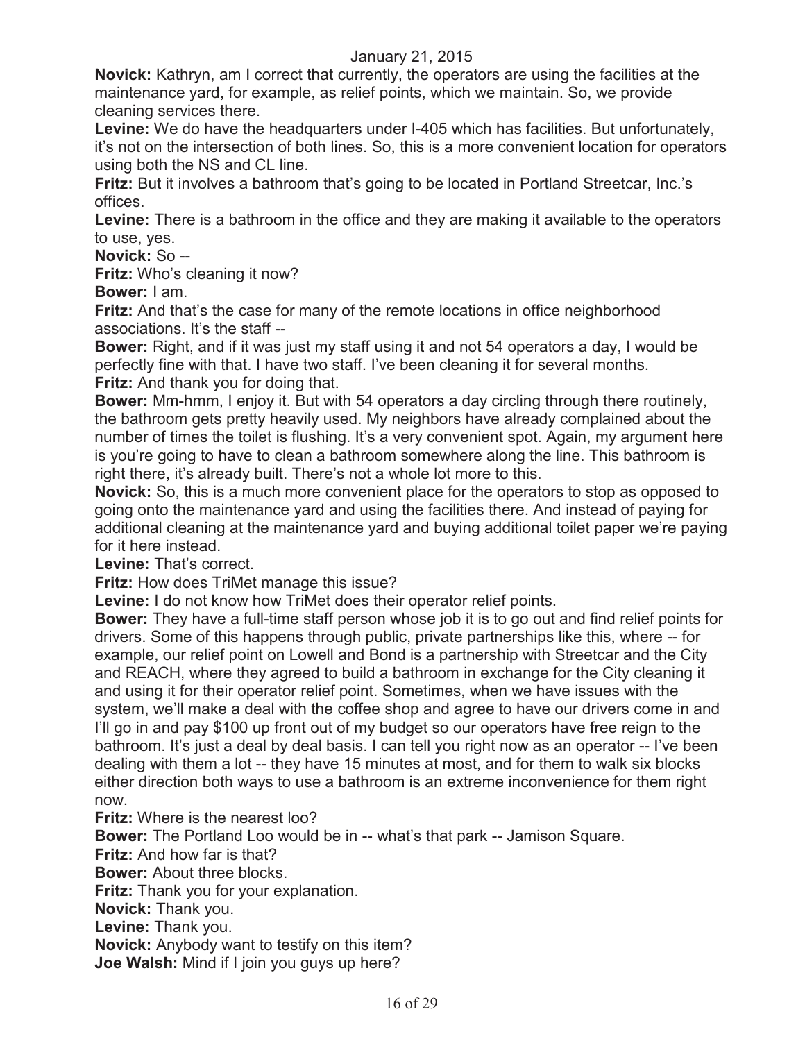**Novick:** Kathryn, am I correct that currently, the operators are using the facilities at the maintenance yard, for example, as relief points, which we maintain. So, we provide cleaning services there.

**Levine:** We do have the headquarters under I-405 which has facilities. But unfortunately, it's not on the intersection of both lines. So, this is a more convenient location for operators using both the NS and CL line.

**Fritz:** But it involves a bathroom that's going to be located in Portland Streetcar, Inc.'s offices.

**Levine:** There is a bathroom in the office and they are making it available to the operators to use, yes.

**Novick:** So --

**Fritz:** Who's cleaning it now?

**Bower:** I am.

**Fritz:** And that's the case for many of the remote locations in office neighborhood associations. It's the staff --

**Bower:** Right, and if it was just my staff using it and not 54 operators a day, I would be perfectly fine with that. I have two staff. I've been cleaning it for several months.

**Fritz:** And thank you for doing that.

**Bower:** Mm-hmm, I enjoy it. But with 54 operators a day circling through there routinely, the bathroom gets pretty heavily used. My neighbors have already complained about the number of times the toilet is flushing. It's a very convenient spot. Again, my argument here is you're going to have to clean a bathroom somewhere along the line. This bathroom is right there, it's already built. There's not a whole lot more to this.

**Novick:** So, this is a much more convenient place for the operators to stop as opposed to going onto the maintenance yard and using the facilities there. And instead of paying for additional cleaning at the maintenance yard and buying additional toilet paper we're paying for it here instead.

**Levine:** That's correct.

**Fritz:** How does TriMet manage this issue?

**Levine:** I do not know how TriMet does their operator relief points.

**Bower:** They have a full-time staff person whose job it is to go out and find relief points for drivers. Some of this happens through public, private partnerships like this, where -- for example, our relief point on Lowell and Bond is a partnership with Streetcar and the City and REACH, where they agreed to build a bathroom in exchange for the City cleaning it and using it for their operator relief point. Sometimes, when we have issues with the system, we'll make a deal with the coffee shop and agree to have our drivers come in and I'll go in and pay $100 up front out of my budget so our operators have free reign to the bathroom. It's just a deal by deal basis. I can tell you right now as an operator -- I've been dealing with them a lot -- they have 15 minutes at most, and for them to walk six blocks either direction both ways to use a bathroom is an extreme inconvenience for them right now.

**Fritz:** Where is the nearest loo?

**Bower:** The Portland Loo would be in -- what's that park -- Jamison Square.

**Fritz:** And how far is that?

**Bower:** About three blocks.

**Fritz:** Thank you for your explanation.

**Novick:** Thank you.

**Levine:** Thank you.

**Novick:** Anybody want to testify on this item?

**Joe Walsh:** Mind if I join you guys up here?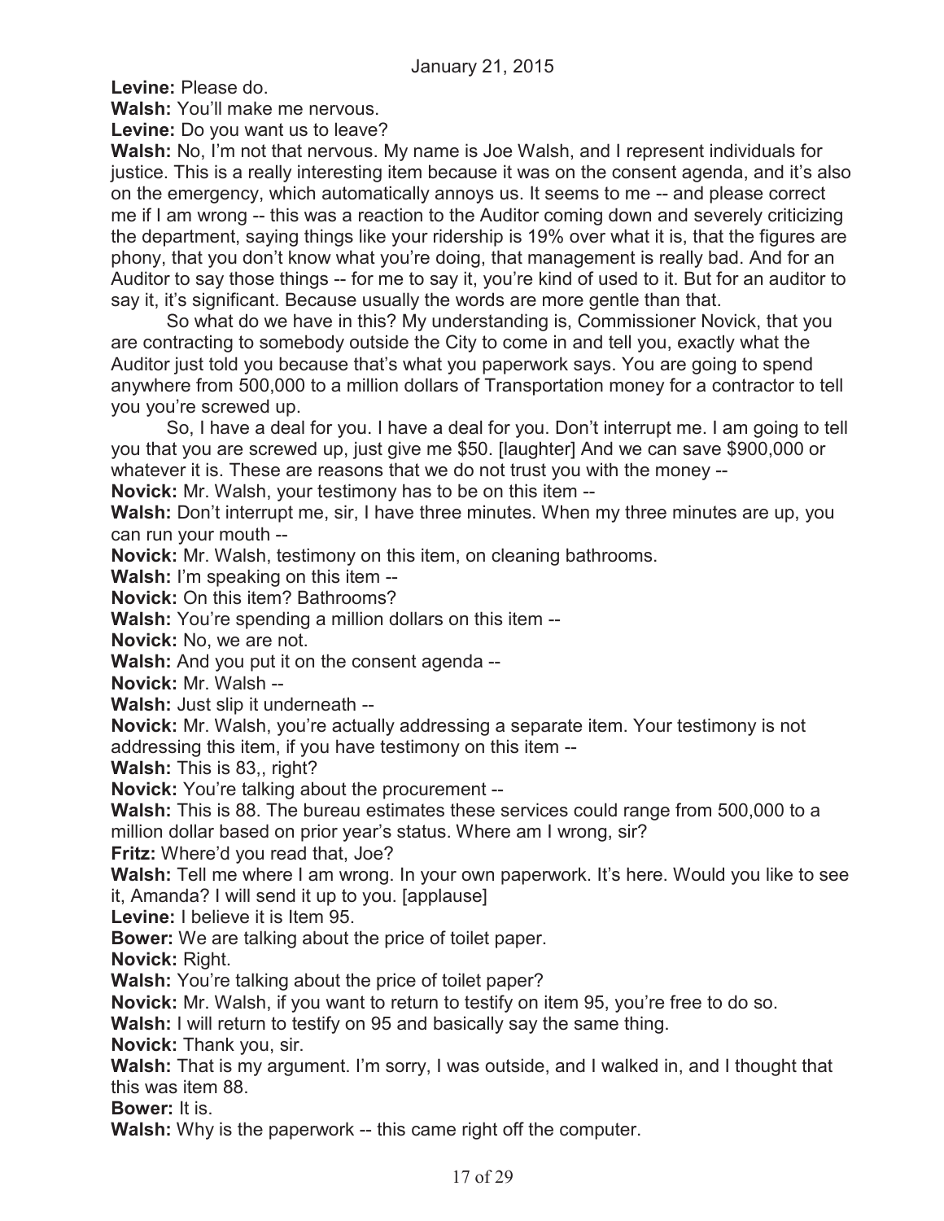**Levine:** Please do.

**Walsh:** You'll make me nervous.

**Levine:** Do you want us to leave?

**Walsh:** No, I'm not that nervous. My name is Joe Walsh, and I represent individuals for justice. This is a really interesting item because it was on the consent agenda, and it's also on the emergency, which automatically annoys us. It seems to me -- and please correct me if I am wrong -- this was a reaction to the Auditor coming down and severely criticizing the department, saying things like your ridership is 19% over what it is, that the figures are phony, that you don't know what you're doing, that management is really bad. And for an Auditor to say those things -- for me to say it, you're kind of used to it. But for an auditor to say it, it's significant. Because usually the words are more gentle than that.

So what do we have in this? My understanding is, Commissioner Novick, that you are contracting to somebody outside the City to come in and tell you, exactly what the Auditor just told you because that's what you paperwork says. You are going to spend anywhere from 500,000 to a million dollars of Transportation money for a contractor to tell you you're screwed up.

So, I have a deal for you. I have a deal for you. Don't interrupt me. I am going to tell you that you are screwed up, just give me $50. [laughter] And we can save $900,000 or whatever it is. These are reasons that we do not trust you with the money --

**Novick:** Mr. Walsh, your testimony has to be on this item --

**Walsh:** Don't interrupt me, sir, I have three minutes. When my three minutes are up, you can run your mouth --

**Novick:** Mr. Walsh, testimony on this item, on cleaning bathrooms.

**Walsh:** I'm speaking on this item --

**Novick:** On this item? Bathrooms?

**Walsh:** You're spending a million dollars on this item --

**Novick:** No, we are not.

**Walsh:** And you put it on the consent agenda --

**Novick:** Mr. Walsh --

**Walsh:** Just slip it underneath --

**Novick:** Mr. Walsh, you're actually addressing a separate item. Your testimony is not addressing this item, if you have testimony on this item --

**Walsh:** This is 83,, right?

**Novick:** You're talking about the procurement --

**Walsh:** This is 88. The bureau estimates these services could range from 500,000 to a million dollar based on prior year's status. Where am I wrong, sir?

**Fritz:** Where'd you read that, Joe?

**Walsh:** Tell me where I am wrong. In your own paperwork. It's here. Would you like to see it, Amanda? I will send it up to you. [applause]

**Levine:** I believe it is Item 95.

**Bower:** We are talking about the price of toilet paper.

**Novick:** Right.

**Walsh:** You're talking about the price of toilet paper?

**Novick:** Mr. Walsh, if you want to return to testify on item 95, you're free to do so.

**Walsh:** I will return to testify on 95 and basically say the same thing.

**Novick:** Thank you, sir.

**Walsh:** That is my argument. I'm sorry, I was outside, and I walked in, and I thought that this was item 88.

**Bower:** It is.

**Walsh:** Why is the paperwork -- this came right off the computer.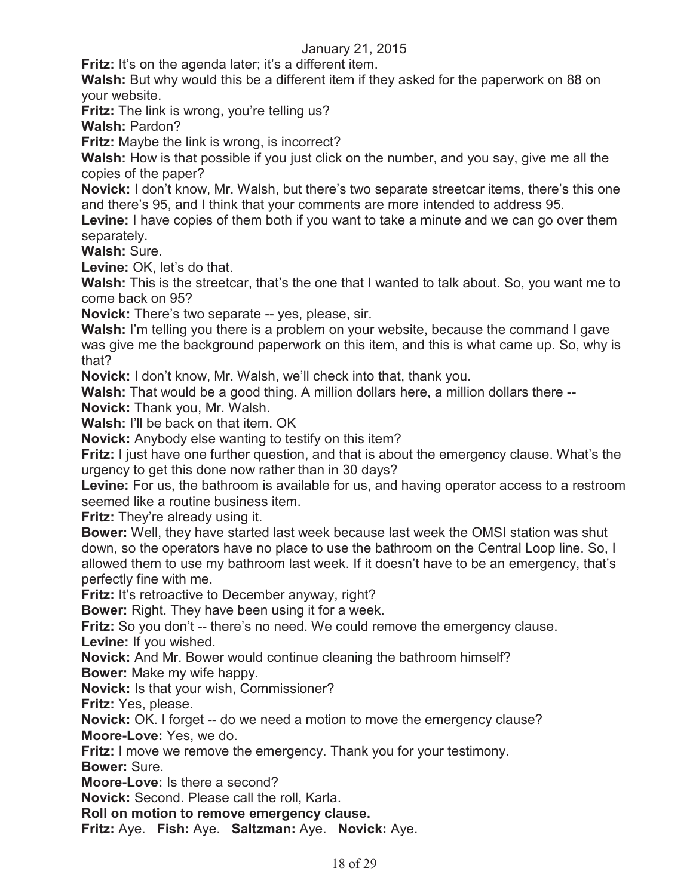**Fritz:** It's on the agenda later; it's a different item.

**Walsh:** But why would this be a different item if they asked for the paperwork on 88 on your website.

**Fritz:** The link is wrong, you're telling us?

**Walsh:** Pardon?

**Fritz:** Maybe the link is wrong, is incorrect?

**Walsh:** How is that possible if you just click on the number, and you say, give me all the copies of the paper?

**Novick:** I don't know, Mr. Walsh, but there's two separate streetcar items, there's this one and there's 95, and I think that your comments are more intended to address 95.

**Levine:** I have copies of them both if you want to take a minute and we can go over them separately.

**Walsh:** Sure.

**Levine:** OK, let's do that.

**Walsh:** This is the streetcar, that's the one that I wanted to talk about. So, you want me to come back on 95?

**Novick:** There's two separate -- yes, please, sir.

**Walsh:** I'm telling you there is a problem on your website, because the command I gave was give me the background paperwork on this item, and this is what came up. So, why is that?

**Novick:** I don't know, Mr. Walsh, we'll check into that, thank you.

**Walsh:** That would be a good thing. A million dollars here, a million dollars there --

**Novick:** Thank you, Mr. Walsh.

**Walsh:** I'll be back on that item. OK

**Novick:** Anybody else wanting to testify on this item?

**Fritz:** I just have one further question, and that is about the emergency clause. What's the urgency to get this done now rather than in 30 days?

**Levine:** For us, the bathroom is available for us, and having operator access to a restroom seemed like a routine business item.

**Fritz:** They're already using it.

**Bower:** Well, they have started last week because last week the OMSI station was shut down, so the operators have no place to use the bathroom on the Central Loop line. So, I allowed them to use my bathroom last week. If it doesn't have to be an emergency, that's perfectly fine with me.

**Fritz:** It's retroactive to December anyway, right?

**Bower:** Right. They have been using it for a week.

**Fritz:** So you don't -- there's no need. We could remove the emergency clause.

**Levine:** If you wished.

**Novick:** And Mr. Bower would continue cleaning the bathroom himself?

**Bower:** Make my wife happy.

**Novick:** Is that your wish, Commissioner?

**Fritz:** Yes, please.

**Novick:** OK. I forget -- do we need a motion to move the emergency clause?

**Moore-Love:** Yes, we do.

**Fritz:** I move we remove the emergency. Thank you for your testimony.

**Bower:** Sure.

**Moore-Love:** Is there a second?

**Novick:** Second. Please call the roll, Karla.

**Roll on motion to remove emergency clause.**

**Fritz:** Aye. **Fish:** Aye. **Saltzman:** Aye. **Novick:** Aye.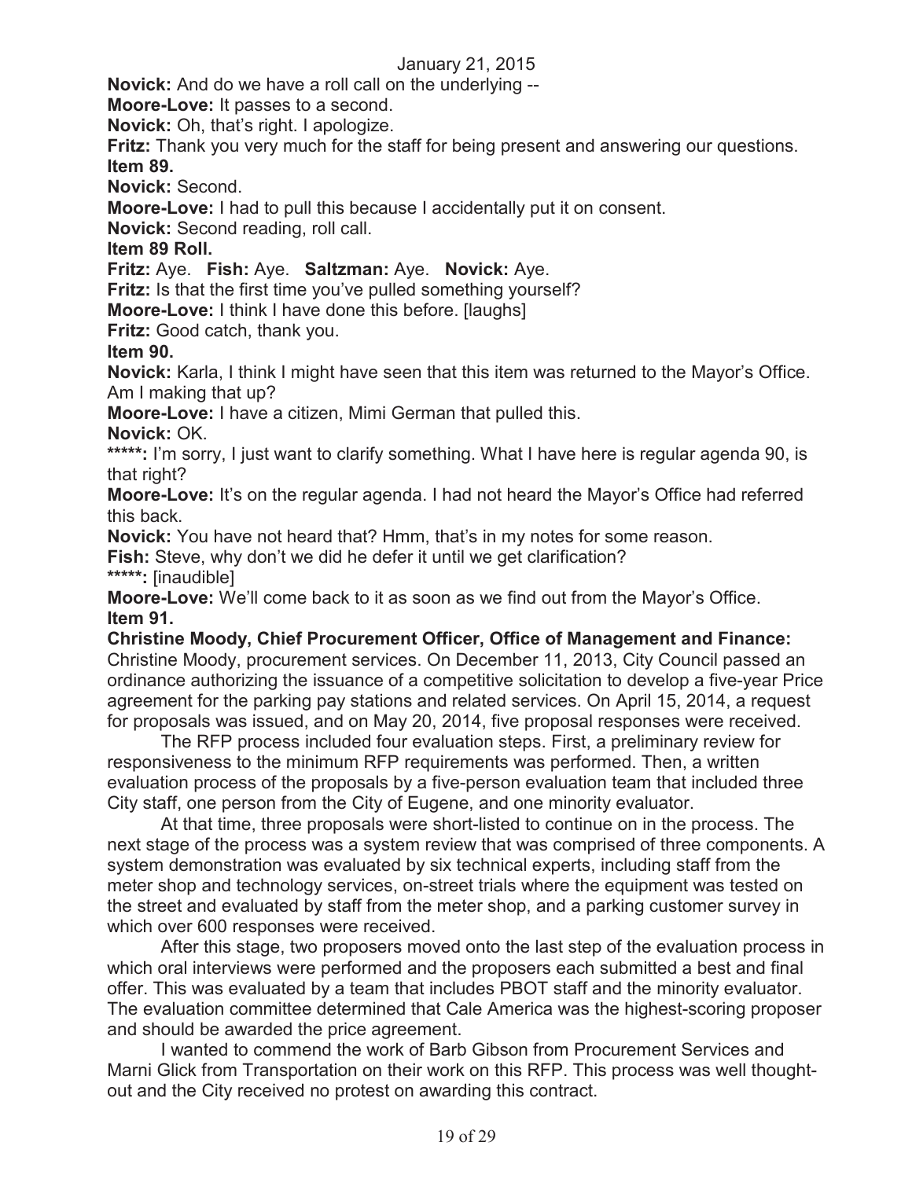**Novick:** And do we have a roll call on the underlying --

**Moore-Love:** It passes to a second.

**Novick:** Oh, that's right. I apologize.

**Fritz:** Thank you very much for the staff for being present and answering our questions.

**Item 89.**

**Novick:** Second.

**Moore-Love:** I had to pull this because I accidentally put it on consent.

**Novick:** Second reading, roll call.

**Item 89 Roll.**

**Fritz:** Aye. **Fish:** Aye. **Saltzman:** Aye. **Novick:** Aye.

**Fritz:** Is that the first time you've pulled something yourself?

**Moore-Love:** I think I have done this before. [laughs]

**Fritz:** Good catch, thank you.

**Item 90.**

**Novick:** Karla, I think I might have seen that this item was returned to the Mayor's Office. Am I making that up?

**Moore-Love:** I have a citizen, Mimi German that pulled this.

**Novick:** OK.

**\*\*\*\*\*:** I'm sorry, I just want to clarify something. What I have here is regular agenda 90, is that right?

**Moore-Love:** It's on the regular agenda. I had not heard the Mayor's Office had referred this back.

**Novick:** You have not heard that? Hmm, that's in my notes for some reason.

**Fish:** Steve, why don't we did he defer it until we get clarification?

**\*\*\*\*\*:** [inaudible]

**Moore-Love:** We'll come back to it as soon as we find out from the Mayor's Office.

**Item 91.**

**Christine Moody, Chief Procurement Officer, Office of Management and Finance:** Christine Moody, procurement services. On December 11, 2013, City Council passed an ordinance authorizing the issuance of a competitive solicitation to develop a five-year Price agreement for the parking pay stations and related services. On April 15, 2014, a request for proposals was issued, and on May 20, 2014, five proposal responses were received.

The RFP process included four evaluation steps. First, a preliminary review for responsiveness to the minimum RFP requirements was performed. Then, a written evaluation process of the proposals by a five-person evaluation team that included three City staff, one person from the City of Eugene, and one minority evaluator.

At that time, three proposals were short-listed to continue on in the process. The next stage of the process was a system review that was comprised of three components. A system demonstration was evaluated by six technical experts, including staff from the meter shop and technology services, on-street trials where the equipment was tested on the street and evaluated by staff from the meter shop, and a parking customer survey in which over 600 responses were received.

After this stage, two proposers moved onto the last step of the evaluation process in which oral interviews were performed and the proposers each submitted a best and final offer. This was evaluated by a team that includes PBOT staff and the minority evaluator. The evaluation committee determined that Cale America was the highest-scoring proposer and should be awarded the price agreement.

I wanted to commend the work of Barb Gibson from Procurement Services and Marni Glick from Transportation on their work on this RFP. This process was well thought-out and the City received no protest on awarding this contract.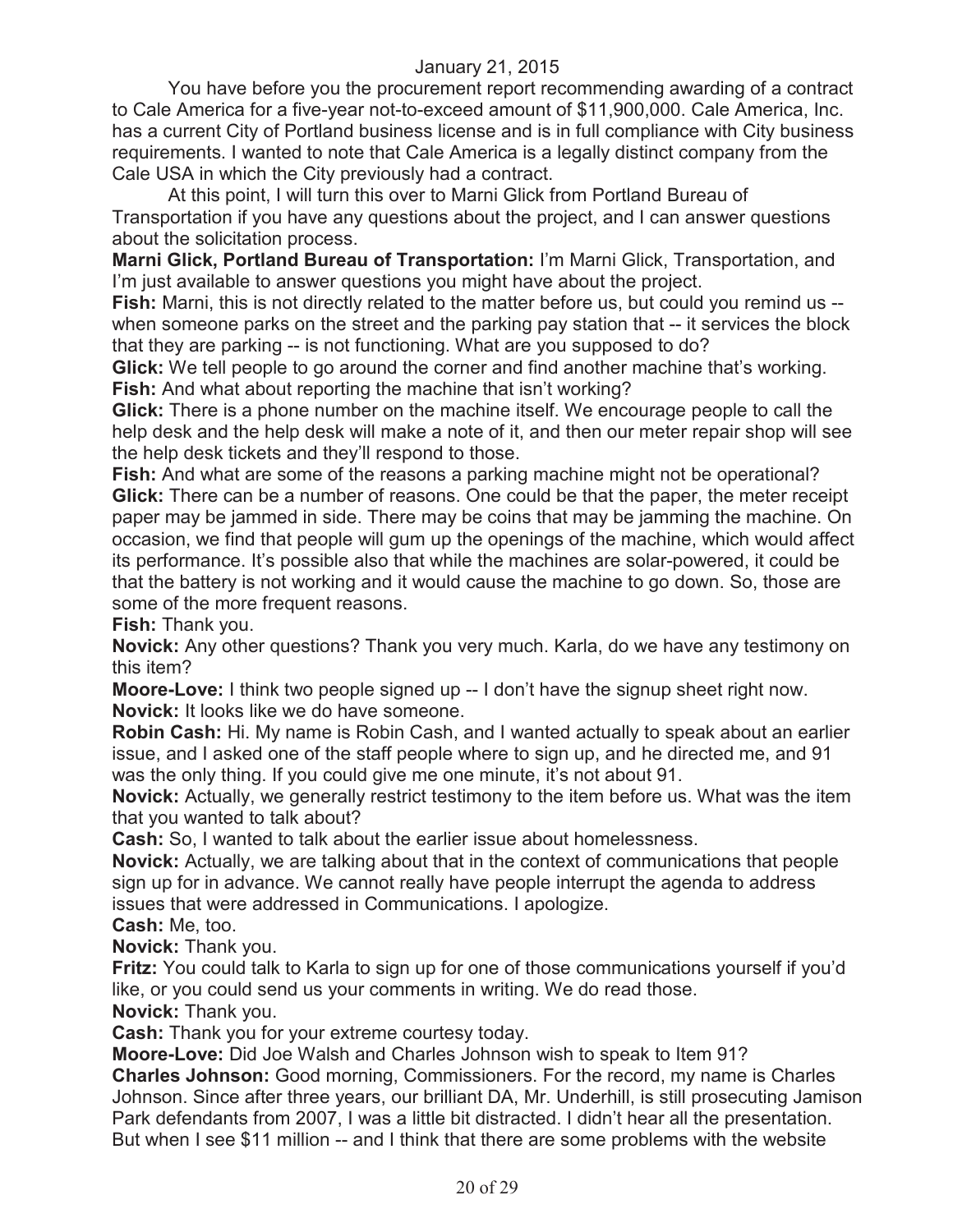You have before you the procurement report recommending awarding of a contract to Cale America for a five-year not-to-exceed amount of $11,900,000. Cale America, Inc. has a current City of Portland business license and is in full compliance with City business requirements. I wanted to note that Cale America is a legally distinct company from the Cale USA in which the City previously had a contract.

At this point, I will turn this over to Marni Glick from Portland Bureau of Transportation if you have any questions about the project, and I can answer questions about the solicitation process.

**Marni Glick, Portland Bureau of Transportation:** I'm Marni Glick, Transportation, and I'm just available to answer questions you might have about the project.

**Fish:** Marni, this is not directly related to the matter before us, but could you remind us -- when someone parks on the street and the parking pay station that -- it services the block that they are parking -- is not functioning. What are you supposed to do?

**Glick:** We tell people to go around the corner and find another machine that's working.

**Fish:** And what about reporting the machine that isn't working?

**Glick:** There is a phone number on the machine itself. We encourage people to call the help desk and the help desk will make a note of it, and then our meter repair shop will see the help desk tickets and they'll respond to those.

**Fish:** And what are some of the reasons a parking machine might not be operational?

**Glick:** There can be a number of reasons. One could be that the paper, the meter receipt paper may be jammed in side. There may be coins that may be jamming the machine. On occasion, we find that people will gum up the openings of the machine, which would affect its performance. It's possible also that while the machines are solar-powered, it could be that the battery is not working and it would cause the machine to go down. So, those are some of the more frequent reasons.

**Fish:** Thank you.

**Novick:** Any other questions? Thank you very much. Karla, do we have any testimony on this item?

**Moore-Love:** I think two people signed up -- I don't have the signup sheet right now.

**Novick:** It looks like we do have someone.

**Robin Cash:** Hi. My name is Robin Cash, and I wanted actually to speak about an earlier issue, and I asked one of the staff people where to sign up, and he directed me, and 91 was the only thing. If you could give me one minute, it's not about 91.

**Novick:** Actually, we generally restrict testimony to the item before us. What was the item that you wanted to talk about?

**Cash:** So, I wanted to talk about the earlier issue about homelessness.

**Novick:** Actually, we are talking about that in the context of communications that people sign up for in advance. We cannot really have people interrupt the agenda to address issues that were addressed in Communications. I apologize.

**Cash:** Me, too.

**Novick:** Thank you.

**Fritz:** You could talk to Karla to sign up for one of those communications yourself if you'd like, or you could send us your comments in writing. We do read those.

**Novick:** Thank you.

**Cash:** Thank you for your extreme courtesy today.

**Moore-Love:** Did Joe Walsh and Charles Johnson wish to speak to Item 91?

**Charles Johnson:** Good morning, Commissioners. For the record, my name is Charles Johnson. Since after three years, our brilliant DA, Mr. Underhill, is still prosecuting Jamison Park defendants from 2007, I was a little bit distracted. I didn't hear all the presentation. But when I see $11 million -- and I think that there are some problems with the website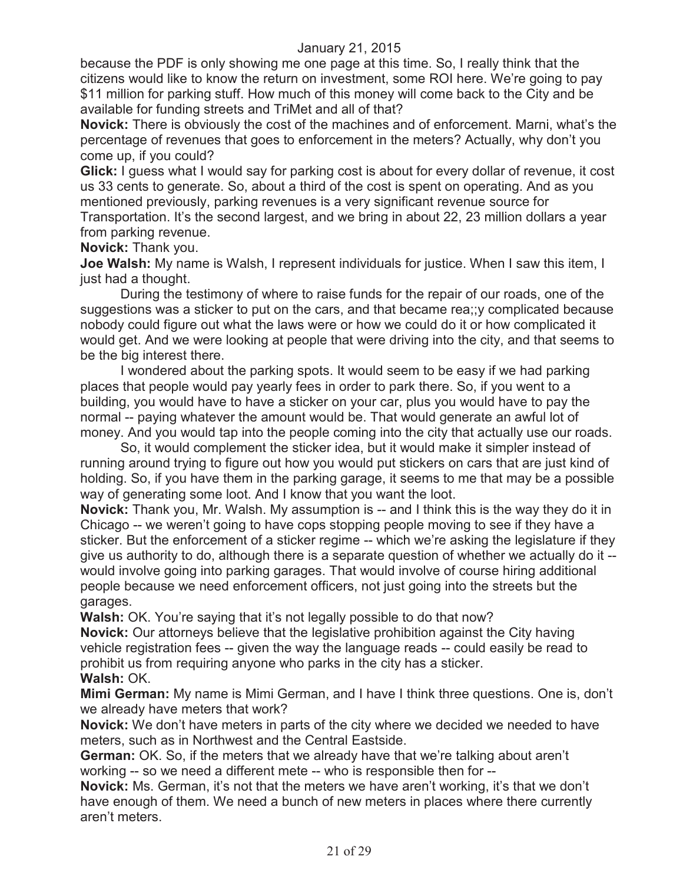because the PDF is only showing me one page at this time. So, I really think that the citizens would like to know the return on investment, some ROI here. We're going to pay $11 million for parking stuff. How much of this money will come back to the City and be available for funding streets and TriMet and all of that?

**Novick:** There is obviously the cost of the machines and of enforcement. Marni, what's the percentage of revenues that goes to enforcement in the meters? Actually, why don't you come up, if you could?

**Glick:** I guess what I would say for parking cost is about for every dollar of revenue, it cost us 33 cents to generate. So, about a third of the cost is spent on operating. And as you mentioned previously, parking revenues is a very significant revenue source for Transportation. It's the second largest, and we bring in about 22, 23 million dollars a year from parking revenue.

**Novick:** Thank you.

**Joe Walsh:** My name is Walsh, I represent individuals for justice. When I saw this item, I just had a thought.

During the testimony of where to raise funds for the repair of our roads, one of the suggestions was a sticker to put on the cars, and that became rea;;y complicated because nobody could figure out what the laws were or how we could do it or how complicated it would get. And we were looking at people that were driving into the city, and that seems to be the big interest there.

I wondered about the parking spots. It would seem to be easy if we had parking places that people would pay yearly fees in order to park there. So, if you went to a building, you would have to have a sticker on your car, plus you would have to pay the normal -- paying whatever the amount would be. That would generate an awful lot of money. And you would tap into the people coming into the city that actually use our roads.

So, it would complement the sticker idea, but it would make it simpler instead of running around trying to figure out how you would put stickers on cars that are just kind of holding. So, if you have them in the parking garage, it seems to me that may be a possible way of generating some loot. And I know that you want the loot.

**Novick:** Thank you, Mr. Walsh. My assumption is -- and I think this is the way they do it in Chicago -- we weren't going to have cops stopping people moving to see if they have a sticker. But the enforcement of a sticker regime -- which we're asking the legislature if they give us authority to do, although there is a separate question of whether we actually do it -- would involve going into parking garages. That would involve of course hiring additional people because we need enforcement officers, not just going into the streets but the garages.

**Walsh:** OK. You're saying that it's not legally possible to do that now?

**Novick:** Our attorneys believe that the legislative prohibition against the City having vehicle registration fees -- given the way the language reads -- could easily be read to prohibit us from requiring anyone who parks in the city has a sticker.

**Walsh:** OK.

**Mimi German:** My name is Mimi German, and I have I think three questions. One is, don't we already have meters that work?

**Novick:** We don't have meters in parts of the city where we decided we needed to have meters, such as in Northwest and the Central Eastside.

**German:** OK. So, if the meters that we already have that we're talking about aren't working -- so we need a different mete -- who is responsible then for --

**Novick:** Ms. German, it's not that the meters we have aren't working, it's that we don't have enough of them. We need a bunch of new meters in places where there currently aren't meters.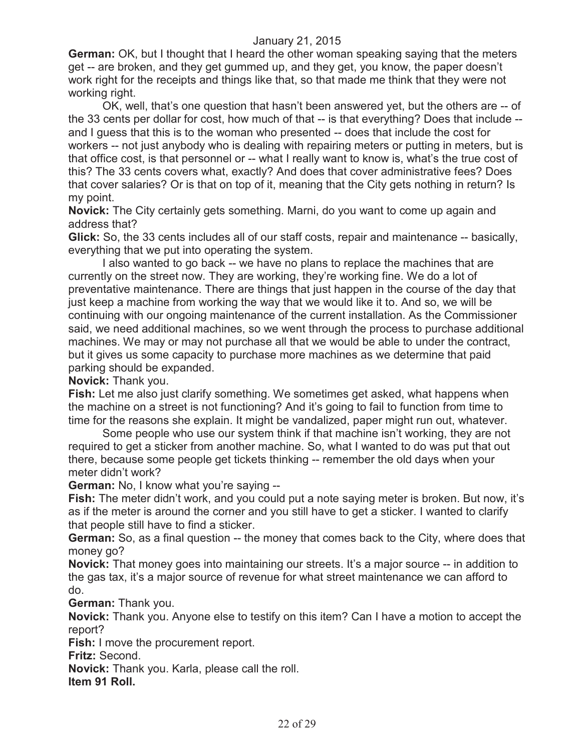**German:** OK, but I thought that I heard the other woman speaking saying that the meters get -- are broken, and they get gummed up, and they get, you know, the paper doesn't work right for the receipts and things like that, so that made me think that they were not working right.

OK, well, that's one question that hasn't been answered yet, but the others are -- of the 33 cents per dollar for cost, how much of that -- is that everything? Does that include -- and I guess that this is to the woman who presented -- does that include the cost for workers -- not just anybody who is dealing with repairing meters or putting in meters, but is that office cost, is that personnel or -- what I really want to know is, what's the true cost of this? The 33 cents covers what, exactly? And does that cover administrative fees? Does that cover salaries? Or is that on top of it, meaning that the City gets nothing in return? Is my point.

**Novick:** The City certainly gets something. Marni, do you want to come up again and address that?

**Glick:** So, the 33 cents includes all of our staff costs, repair and maintenance -- basically, everything that we put into operating the system.

I also wanted to go back -- we have no plans to replace the machines that are currently on the street now. They are working, they're working fine. We do a lot of preventative maintenance. There are things that just happen in the course of the day that just keep a machine from working the way that we would like it to. And so, we will be continuing with our ongoing maintenance of the current installation. As the Commissioner said, we need additional machines, so we went through the process to purchase additional machines. We may or may not purchase all that we would be able to under the contract, but it gives us some capacity to purchase more machines as we determine that paid parking should be expanded.

**Novick:** Thank you.

**Fish:** Let me also just clarify something. We sometimes get asked, what happens when the machine on a street is not functioning? And it's going to fail to function from time to time for the reasons she explain. It might be vandalized, paper might run out, whatever.

Some people who use our system think if that machine isn't working, they are not required to get a sticker from another machine. So, what I wanted to do was put that out there, because some people get tickets thinking -- remember the old days when your meter didn't work?

**German:** No, I know what you're saying --

**Fish:** The meter didn't work, and you could put a note saying meter is broken. But now, it's as if the meter is around the corner and you still have to get a sticker. I wanted to clarify that people still have to find a sticker.

**German:** So, as a final question -- the money that comes back to the City, where does that money go?

**Novick:** That money goes into maintaining our streets. It's a major source -- in addition to the gas tax, it's a major source of revenue for what street maintenance we can afford to do.

**German:** Thank you.

**Novick:** Thank you. Anyone else to testify on this item? Can I have a motion to accept the report?

**Fish:** I move the procurement report.

**Fritz:** Second.

**Novick:** Thank you. Karla, please call the roll.

**Item 91 Roll.**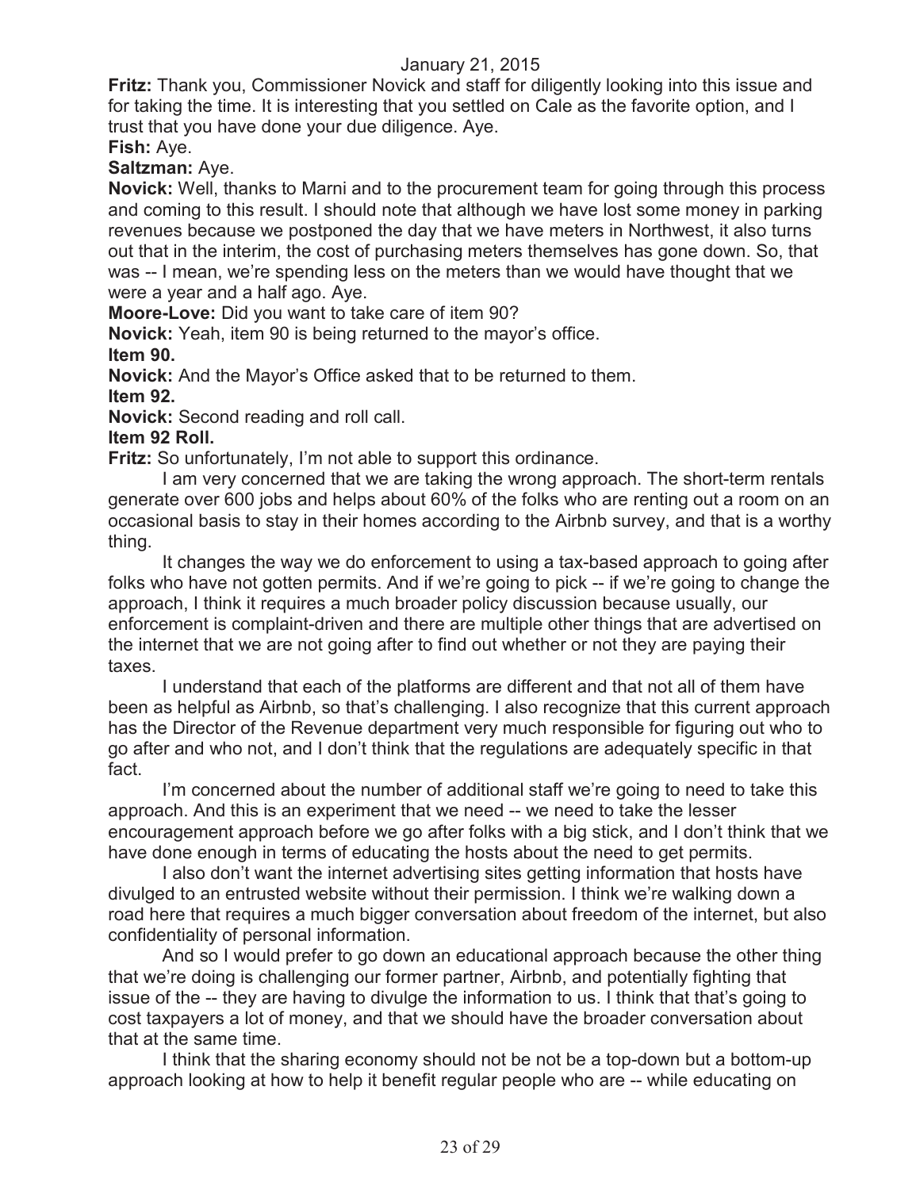**Fritz:** Thank you, Commissioner Novick and staff for diligently looking into this issue and for taking the time. It is interesting that you settled on Cale as the favorite option, and I trust that you have done your due diligence. Aye.

**Fish:** Aye.

**Saltzman:** Aye.

**Novick:** Well, thanks to Marni and to the procurement team for going through this process and coming to this result. I should note that although we have lost some money in parking revenues because we postponed the day that we have meters in Northwest, it also turns out that in the interim, the cost of purchasing meters themselves has gone down. So, that was -- I mean, we're spending less on the meters than we would have thought that we were a year and a half ago. Aye.

**Moore-Love:** Did you want to take care of item 90?

**Novick:** Yeah, item 90 is being returned to the mayor's office.

**Item 90.**

**Novick:** And the Mayor's Office asked that to be returned to them.

**Item 92.**

**Novick:** Second reading and roll call.

**Item 92 Roll.**

**Fritz:** So unfortunately, I'm not able to support this ordinance.

I am very concerned that we are taking the wrong approach. The short-term rentals generate over 600 jobs and helps about 60% of the folks who are renting out a room on an occasional basis to stay in their homes according to the Airbnb survey, and that is a worthy thing.

It changes the way we do enforcement to using a tax-based approach to going after folks who have not gotten permits. And if we're going to pick -- if we're going to change the approach, I think it requires a much broader policy discussion because usually, our enforcement is complaint-driven and there are multiple other things that are advertised on the internet that we are not going after to find out whether or not they are paying their taxes.

I understand that each of the platforms are different and that not all of them have been as helpful as Airbnb, so that's challenging. I also recognize that this current approach has the Director of the Revenue department very much responsible for figuring out who to go after and who not, and I don't think that the regulations are adequately specific in that fact.

I'm concerned about the number of additional staff we're going to need to take this approach. And this is an experiment that we need -- we need to take the lesser encouragement approach before we go after folks with a big stick, and I don't think that we have done enough in terms of educating the hosts about the need to get permits.

I also don't want the internet advertising sites getting information that hosts have divulged to an entrusted website without their permission. I think we're walking down a road here that requires a much bigger conversation about freedom of the internet, but also confidentiality of personal information.

And so I would prefer to go down an educational approach because the other thing that we're doing is challenging our former partner, Airbnb, and potentially fighting that issue of the -- they are having to divulge the information to us. I think that that's going to cost taxpayers a lot of money, and that we should have the broader conversation about that at the same time.

I think that the sharing economy should not be not be a top-down but a bottom-up approach looking at how to help it benefit regular people who are -- while educating on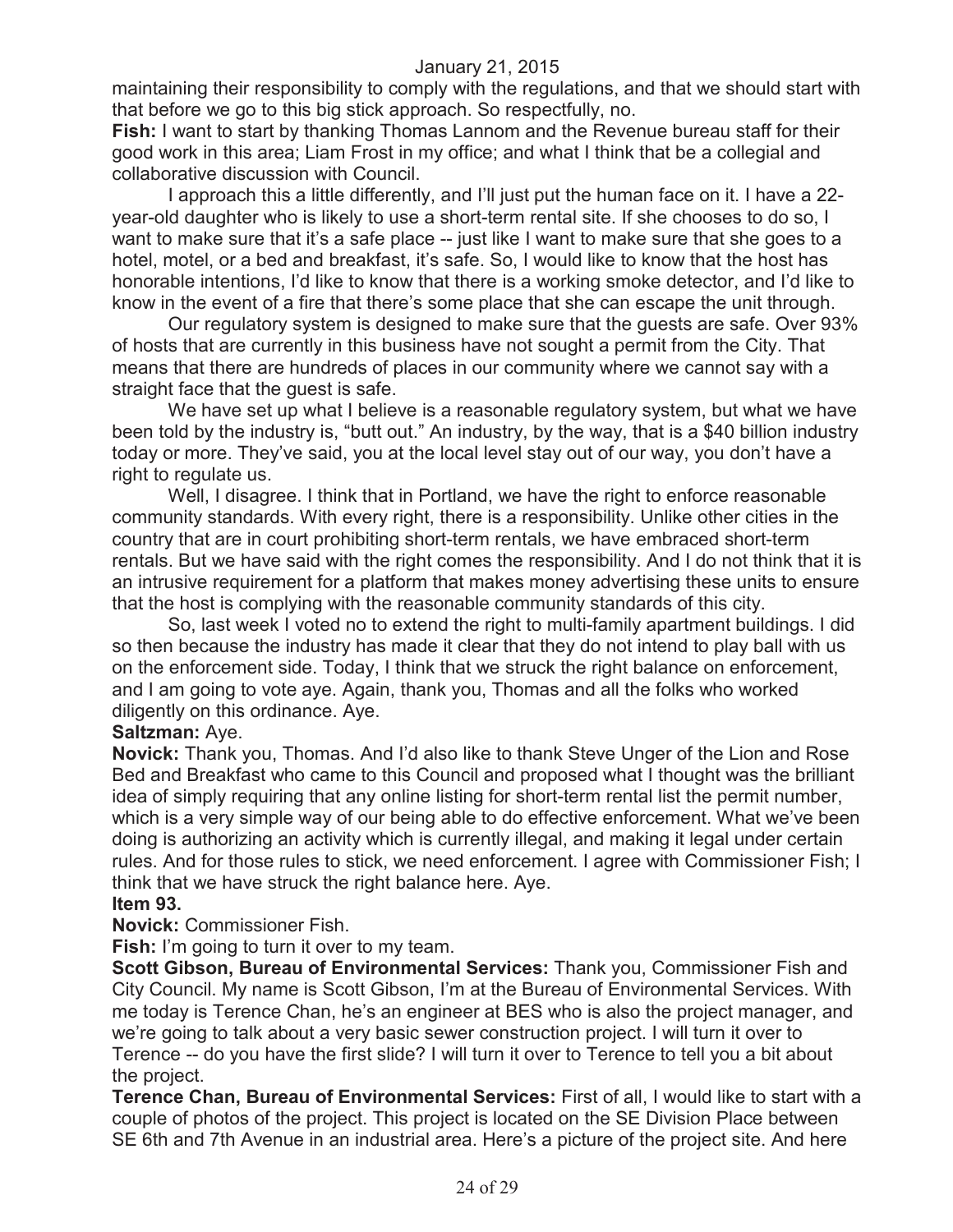maintaining their responsibility to comply with the regulations, and that we should start with that before we go to this big stick approach. So respectfully, no.

**Fish:** I want to start by thanking Thomas Lannom and the Revenue bureau staff for their good work in this area; Liam Frost in my office; and what I think that be a collegial and collaborative discussion with Council.

I approach this a little differently, and I'll just put the human face on it. I have a 22-year-old daughter who is likely to use a short-term rental site. If she chooses to do so, I want to make sure that it's a safe place -- just like I want to make sure that she goes to a hotel, motel, or a bed and breakfast, it's safe. So, I would like to know that the host has honorable intentions, I'd like to know that there is a working smoke detector, and I'd like to know in the event of a fire that there's some place that she can escape the unit through.

Our regulatory system is designed to make sure that the guests are safe. Over 93% of hosts that are currently in this business have not sought a permit from the City. That means that there are hundreds of places in our community where we cannot say with a straight face that the guest is safe.

We have set up what I believe is a reasonable regulatory system, but what we have been told by the industry is, "butt out." An industry, by the way, that is a $40 billion industry today or more. They've said, you at the local level stay out of our way, you don't have a right to regulate us.

Well, I disagree. I think that in Portland, we have the right to enforce reasonable community standards. With every right, there is a responsibility. Unlike other cities in the country that are in court prohibiting short-term rentals, we have embraced short-term rentals. But we have said with the right comes the responsibility. And I do not think that it is an intrusive requirement for a platform that makes money advertising these units to ensure that the host is complying with the reasonable community standards of this city.

So, last week I voted no to extend the right to multi-family apartment buildings. I did so then because the industry has made it clear that they do not intend to play ball with us on the enforcement side. Today, I think that we struck the right balance on enforcement, and I am going to vote aye. Again, thank you, Thomas and all the folks who worked diligently on this ordinance. Aye.

**Saltzman:** Aye.

**Novick:** Thank you, Thomas. And I'd also like to thank Steve Unger of the Lion and Rose Bed and Breakfast who came to this Council and proposed what I thought was the brilliant idea of simply requiring that any online listing for short-term rental list the permit number, which is a very simple way of our being able to do effective enforcement. What we've been doing is authorizing an activity which is currently illegal, and making it legal under certain rules. And for those rules to stick, we need enforcement. I agree with Commissioner Fish; I think that we have struck the right balance here. Aye.

**Item 93.**

**Novick:** Commissioner Fish.

**Fish:** I'm going to turn it over to my team.

**Scott Gibson, Bureau of Environmental Services:** Thank you, Commissioner Fish and City Council. My name is Scott Gibson, I'm at the Bureau of Environmental Services. With me today is Terence Chan, he's an engineer at BES who is also the project manager, and we're going to talk about a very basic sewer construction project. I will turn it over to Terence -- do you have the first slide? I will turn it over to Terence to tell you a bit about the project.

**Terence Chan, Bureau of Environmental Services:** First of all, I would like to start with a couple of photos of the project. This project is located on the SE Division Place between SE 6th and 7th Avenue in an industrial area. Here's a picture of the project site. And here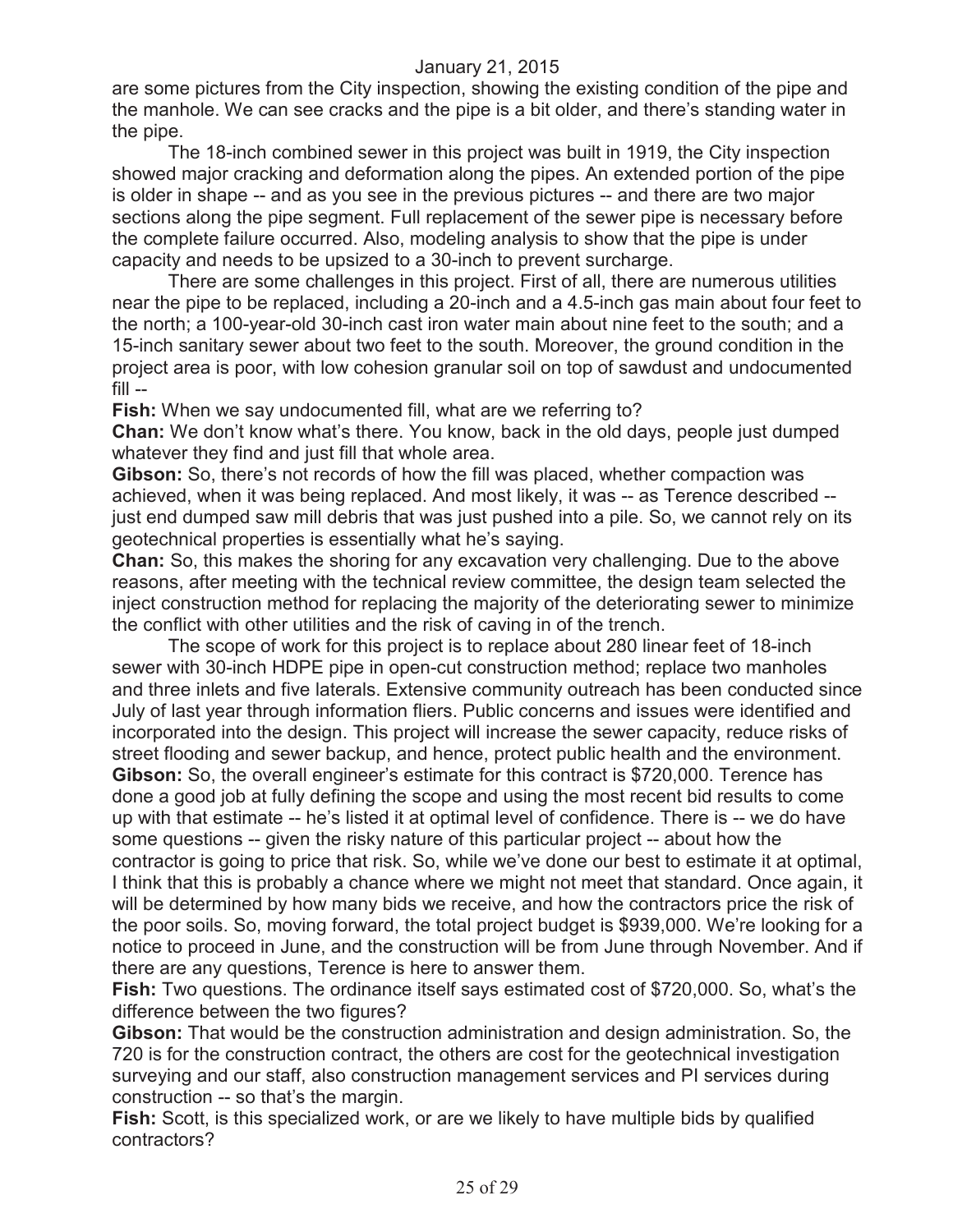are some pictures from the City inspection, showing the existing condition of the pipe and the manhole. We can see cracks and the pipe is a bit older, and there's standing water in the pipe.

The 18-inch combined sewer in this project was built in 1919, the City inspection showed major cracking and deformation along the pipes. An extended portion of the pipe is older in shape -- and as you see in the previous pictures -- and there are two major sections along the pipe segment. Full replacement of the sewer pipe is necessary before the complete failure occurred. Also, modeling analysis to show that the pipe is under capacity and needs to be upsized to a 30-inch to prevent surcharge.

There are some challenges in this project. First of all, there are numerous utilities near the pipe to be replaced, including a 20-inch and a 4.5-inch gas main about four feet to the north; a 100-year-old 30-inch cast iron water main about nine feet to the south; and a 15-inch sanitary sewer about two feet to the south. Moreover, the ground condition in the project area is poor, with low cohesion granular soil on top of sawdust and undocumented fill --

**Fish:** When we say undocumented fill, what are we referring to?

**Chan:** We don't know what's there. You know, back in the old days, people just dumped whatever they find and just fill that whole area.

**Gibson:** So, there's not records of how the fill was placed, whether compaction was achieved, when it was being replaced. And most likely, it was -- as Terence described -- just end dumped saw mill debris that was just pushed into a pile. So, we cannot rely on its geotechnical properties is essentially what he's saying.

**Chan:** So, this makes the shoring for any excavation very challenging. Due to the above reasons, after meeting with the technical review committee, the design team selected the inject construction method for replacing the majority of the deteriorating sewer to minimize the conflict with other utilities and the risk of caving in of the trench.

The scope of work for this project is to replace about 280 linear feet of 18-inch sewer with 30-inch HDPE pipe in open-cut construction method; replace two manholes and three inlets and five laterals. Extensive community outreach has been conducted since July of last year through information fliers. Public concerns and issues were identified and incorporated into the design. This project will increase the sewer capacity, reduce risks of street flooding and sewer backup, and hence, protect public health and the environment.

**Gibson:** So, the overall engineer's estimate for this contract is $720,000. Terence has done a good job at fully defining the scope and using the most recent bid results to come up with that estimate -- he's listed it at optimal level of confidence. There is -- we do have some questions -- given the risky nature of this particular project -- about how the contractor is going to price that risk. So, while we've done our best to estimate it at optimal, I think that this is probably a chance where we might not meet that standard. Once again, it will be determined by how many bids we receive, and how the contractors price the risk of the poor soils. So, moving forward, the total project budget is $939,000. We're looking for a notice to proceed in June, and the construction will be from June through November. And if there are any questions, Terence is here to answer them.

**Fish:** Two questions. The ordinance itself says estimated cost of $720,000. So, what's the difference between the two figures?

**Gibson:** That would be the construction administration and design administration. So, the 720 is for the construction contract, the others are cost for the geotechnical investigation surveying and our staff, also construction management services and PI services during construction -- so that's the margin.

**Fish:** Scott, is this specialized work, or are we likely to have multiple bids by qualified contractors?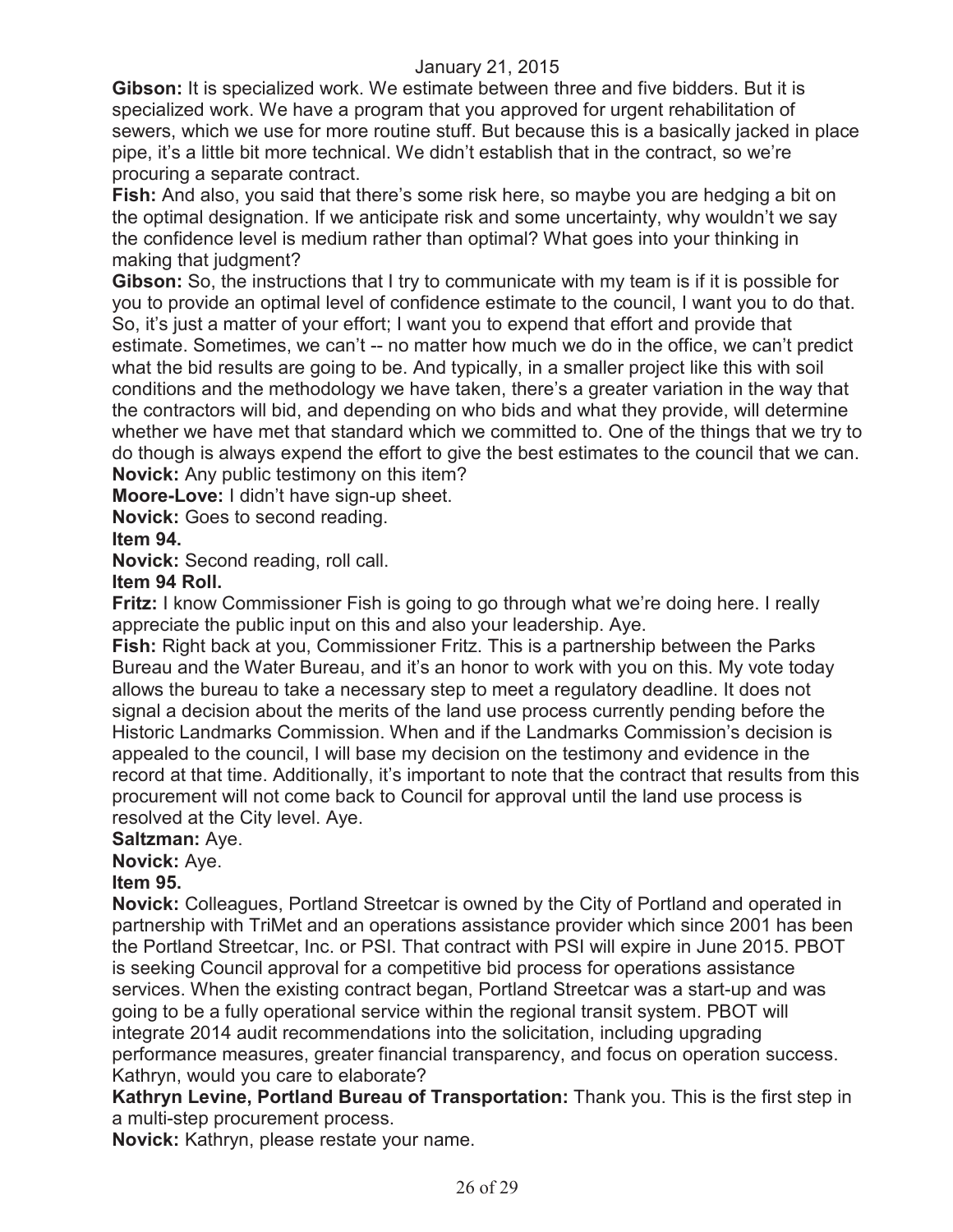**Gibson:** It is specialized work. We estimate between three and five bidders. But it is specialized work. We have a program that you approved for urgent rehabilitation of sewers, which we use for more routine stuff. But because this is a basically jacked in place pipe, it's a little bit more technical. We didn't establish that in the contract, so we're procuring a separate contract.

**Fish:** And also, you said that there's some risk here, so maybe you are hedging a bit on the optimal designation. If we anticipate risk and some uncertainty, why wouldn't we say the confidence level is medium rather than optimal? What goes into your thinking in making that judgment?

**Gibson:** So, the instructions that I try to communicate with my team is if it is possible for you to provide an optimal level of confidence estimate to the council, I want you to do that. So, it's just a matter of your effort; I want you to expend that effort and provide that estimate. Sometimes, we can't -- no matter how much we do in the office, we can't predict what the bid results are going to be. And typically, in a smaller project like this with soil conditions and the methodology we have taken, there's a greater variation in the way that the contractors will bid, and depending on who bids and what they provide, will determine whether we have met that standard which we committed to. One of the things that we try to do though is always expend the effort to give the best estimates to the council that we can.

**Novick:** Any public testimony on this item?

**Moore-Love:** I didn't have sign-up sheet.

**Novick:** Goes to second reading.

**Item 94.**

**Novick:** Second reading, roll call.

**Item 94 Roll.**

**Fritz:** I know Commissioner Fish is going to go through what we're doing here. I really appreciate the public input on this and also your leadership. Aye.

**Fish:** Right back at you, Commissioner Fritz. This is a partnership between the Parks Bureau and the Water Bureau, and it's an honor to work with you on this. My vote today allows the bureau to take a necessary step to meet a regulatory deadline. It does not signal a decision about the merits of the land use process currently pending before the Historic Landmarks Commission. When and if the Landmarks Commission's decision is appealed to the council, I will base my decision on the testimony and evidence in the record at that time. Additionally, it's important to note that the contract that results from this procurement will not come back to Council for approval until the land use process is resolved at the City level. Aye.

**Saltzman:** Aye.

**Novick:** Aye.

**Item 95.**

**Novick:** Colleagues, Portland Streetcar is owned by the City of Portland and operated in partnership with TriMet and an operations assistance provider which since 2001 has been the Portland Streetcar, Inc. or PSI. That contract with PSI will expire in June 2015. PBOT is seeking Council approval for a competitive bid process for operations assistance services. When the existing contract began, Portland Streetcar was a start-up and was going to be a fully operational service within the regional transit system. PBOT will integrate 2014 audit recommendations into the solicitation, including upgrading performance measures, greater financial transparency, and focus on operation success. Kathryn, would you care to elaborate?

**Kathryn Levine, Portland Bureau of Transportation:** Thank you. This is the first step in a multi-step procurement process.

**Novick:** Kathryn, please restate your name.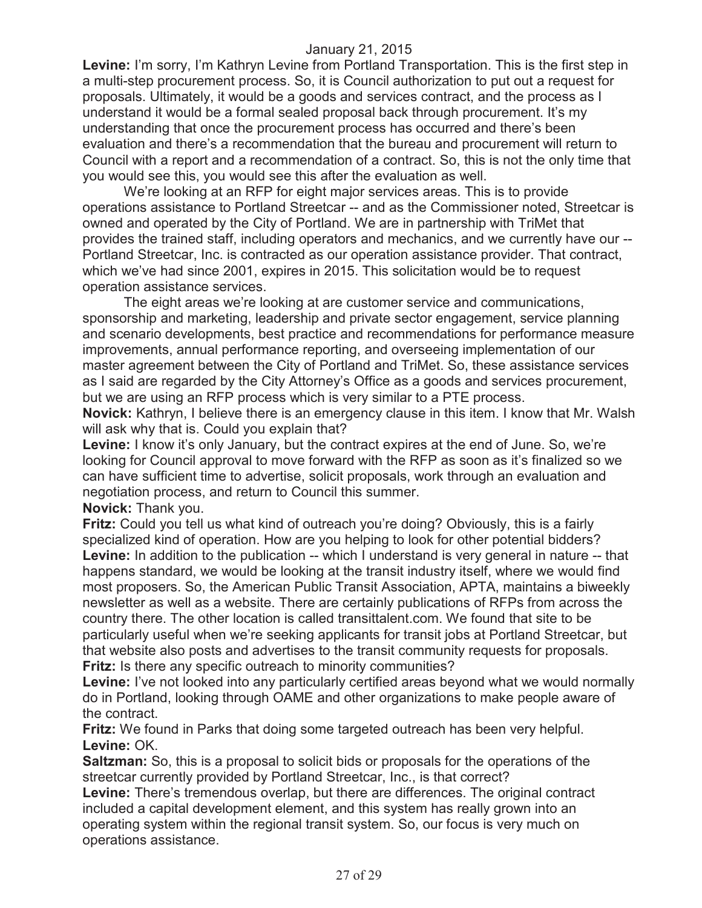**Levine:** I'm sorry, I'm Kathryn Levine from Portland Transportation. This is the first step in a multi-step procurement process. So, it is Council authorization to put out a request for proposals. Ultimately, it would be a goods and services contract, and the process as I understand it would be a formal sealed proposal back through procurement. It's my understanding that once the procurement process has occurred and there's been evaluation and there's a recommendation that the bureau and procurement will return to Council with a report and a recommendation of a contract. So, this is not the only time that you would see this, you would see this after the evaluation as well.

We're looking at an RFP for eight major services areas. This is to provide operations assistance to Portland Streetcar -- and as the Commissioner noted, Streetcar is owned and operated by the City of Portland. We are in partnership with TriMet that provides the trained staff, including operators and mechanics, and we currently have our -- Portland Streetcar, Inc. is contracted as our operation assistance provider. That contract, which we've had since 2001, expires in 2015. This solicitation would be to request operation assistance services.

The eight areas we're looking at are customer service and communications, sponsorship and marketing, leadership and private sector engagement, service planning and scenario developments, best practice and recommendations for performance measure improvements, annual performance reporting, and overseeing implementation of our master agreement between the City of Portland and TriMet. So, these assistance services as I said are regarded by the City Attorney's Office as a goods and services procurement, but we are using an RFP process which is very similar to a PTE process.

**Novick:** Kathryn, I believe there is an emergency clause in this item. I know that Mr. Walsh will ask why that is. Could you explain that?

**Levine:** I know it's only January, but the contract expires at the end of June. So, we're looking for Council approval to move forward with the RFP as soon as it's finalized so we can have sufficient time to advertise, solicit proposals, work through an evaluation and negotiation process, and return to Council this summer.

**Novick:** Thank you.

**Fritz:** Could you tell us what kind of outreach you're doing? Obviously, this is a fairly specialized kind of operation. How are you helping to look for other potential bidders?

**Levine:** In addition to the publication -- which I understand is very general in nature -- that happens standard, we would be looking at the transit industry itself, where we would find most proposers. So, the American Public Transit Association, APTA, maintains a biweekly newsletter as well as a website. There are certainly publications of RFPs from across the country there. The other location is called transittalent.com. We found that site to be particularly useful when we're seeking applicants for transit jobs at Portland Streetcar, but that website also posts and advertises to the transit community requests for proposals.

**Fritz:** Is there any specific outreach to minority communities?

**Levine:** I've not looked into any particularly certified areas beyond what we would normally do in Portland, looking through OAME and other organizations to make people aware of the contract.

**Fritz:** We found in Parks that doing some targeted outreach has been very helpful.

**Levine:** OK.

**Saltzman:** So, this is a proposal to solicit bids or proposals for the operations of the streetcar currently provided by Portland Streetcar, Inc., is that correct?

**Levine:** There's tremendous overlap, but there are differences. The original contract included a capital development element, and this system has really grown into an operating system within the regional transit system. So, our focus is very much on operations assistance.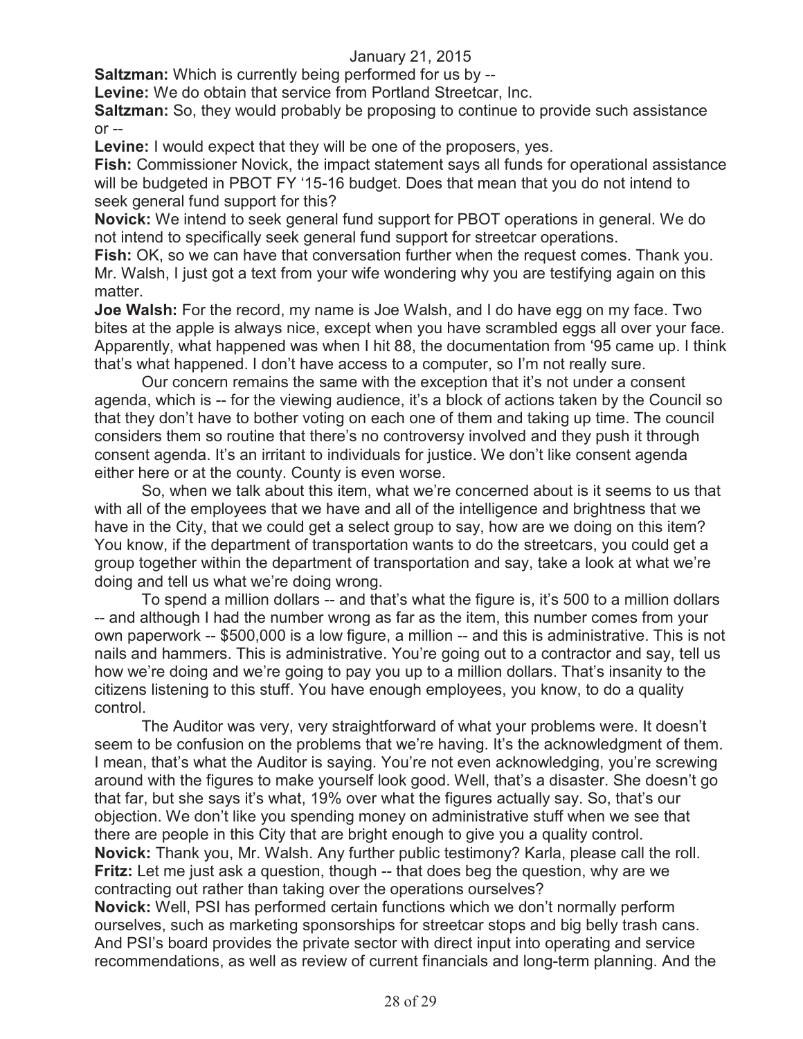**Saltzman:** Which is currently being performed for us by --

**Levine:** We do obtain that service from Portland Streetcar, Inc.

**Saltzman:** So, they would probably be proposing to continue to provide such assistance or --

**Levine:** I would expect that they will be one of the proposers, yes.

**Fish:** Commissioner Novick, the impact statement says all funds for operational assistance will be budgeted in PBOT FY '15-16 budget. Does that mean that you do not intend to seek general fund support for this?

**Novick:** We intend to seek general fund support for PBOT operations in general. We do not intend to specifically seek general fund support for streetcar operations.

**Fish:** OK, so we can have that conversation further when the request comes. Thank you. Mr. Walsh, I just got a text from your wife wondering why you are testifying again on this matter.

**Joe Walsh:** For the record, my name is Joe Walsh, and I do have egg on my face. Two bites at the apple is always nice, except when you have scrambled eggs all over your face. Apparently, what happened was when I hit 88, the documentation from '95 came up. I think that's what happened. I don't have access to a computer, so I'm not really sure.

Our concern remains the same with the exception that it's not under a consent agenda, which is -- for the viewing audience, it's a block of actions taken by the Council so that they don't have to bother voting on each one of them and taking up time. The council considers them so routine that there's no controversy involved and they push it through consent agenda. It's an irritant to individuals for justice. We don't like consent agenda either here or at the county. County is even worse.

So, when we talk about this item, what we're concerned about is it seems to us that with all of the employees that we have and all of the intelligence and brightness that we have in the City, that we could get a select group to say, how are we doing on this item? You know, if the department of transportation wants to do the streetcars, you could get a group together within the department of transportation and say, take a look at what we're doing and tell us what we're doing wrong.

To spend a million dollars -- and that's what the figure is, it's 500 to a million dollars -- and although I had the number wrong as far as the item, this number comes from your own paperwork -- $500,000 is a low figure, a million -- and this is administrative. This is not nails and hammers. This is administrative. You're going out to a contractor and say, tell us how we're doing and we're going to pay you up to a million dollars. That's insanity to the citizens listening to this stuff. You have enough employees, you know, to do a quality control.

The Auditor was very, very straightforward of what your problems were. It doesn't seem to be confusion on the problems that we're having. It's the acknowledgment of them. I mean, that's what the Auditor is saying. You're not even acknowledging, you're screwing around with the figures to make yourself look good. Well, that's a disaster. She doesn't go that far, but she says it's what, 19% over what the figures actually say. So, that's our objection. We don't like you spending money on administrative stuff when we see that there are people in this City that are bright enough to give you a quality control.

**Novick:** Thank you, Mr. Walsh. Any further public testimony? Karla, please call the roll.

**Fritz:** Let me just ask a question, though -- that does beg the question, why are we contracting out rather than taking over the operations ourselves?

**Novick:** Well, PSI has performed certain functions which we don't normally perform ourselves, such as marketing sponsorships for streetcar stops and big belly trash cans. And PSI's board provides the private sector with direct input into operating and service recommendations, as well as review of current financials and long-term planning. And the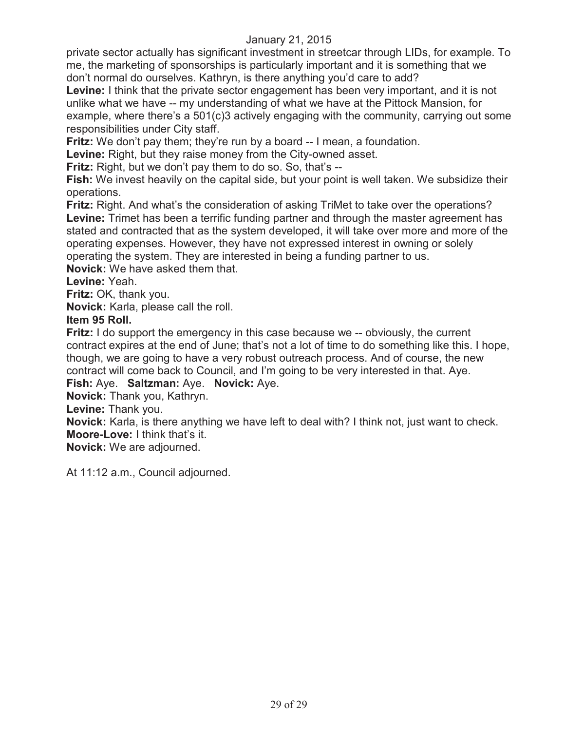private sector actually has significant investment in streetcar through LIDs, for example. To me, the marketing of sponsorships is particularly important and it is something that we don't normal do ourselves. Kathryn, is there anything you'd care to add?

**Levine:** I think that the private sector engagement has been very important, and it is not unlike what we have -- my understanding of what we have at the Pittock Mansion, for example, where there's a 501(c)3 actively engaging with the community, carrying out some responsibilities under City staff.

**Fritz:** We don't pay them; they're run by a board -- I mean, a foundation.

**Levine:** Right, but they raise money from the City-owned asset.

**Fritz:** Right, but we don't pay them to do so. So, that's --

**Fish:** We invest heavily on the capital side, but your point is well taken. We subsidize their operations.

**Fritz:** Right. And what's the consideration of asking TriMet to take over the operations?

**Levine:** Trimet has been a terrific funding partner and through the master agreement has stated and contracted that as the system developed, it will take over more and more of the operating expenses. However, they have not expressed interest in owning or solely operating the system. They are interested in being a funding partner to us.

**Novick:** We have asked them that.

**Levine:** Yeah.

**Fritz:** OK, thank you.

**Novick:** Karla, please call the roll.

**Item 95 Roll.**

**Fritz:** I do support the emergency in this case because we -- obviously, the current contract expires at the end of June; that's not a lot of time to do something like this. I hope, though, we are going to have a very robust outreach process. And of course, the new contract will come back to Council, and I'm going to be very interested in that. Aye.

**Fish:** Aye. **Saltzman:** Aye. **Novick:** Aye.

**Novick:** Thank you, Kathryn.

**Levine:** Thank you.

**Novick:** Karla, is there anything we have left to deal with? I think not, just want to check.

**Moore-Love:** I think that's it.

**Novick:** We are adjourned.

At 11:12 a.m., Council adjourned.